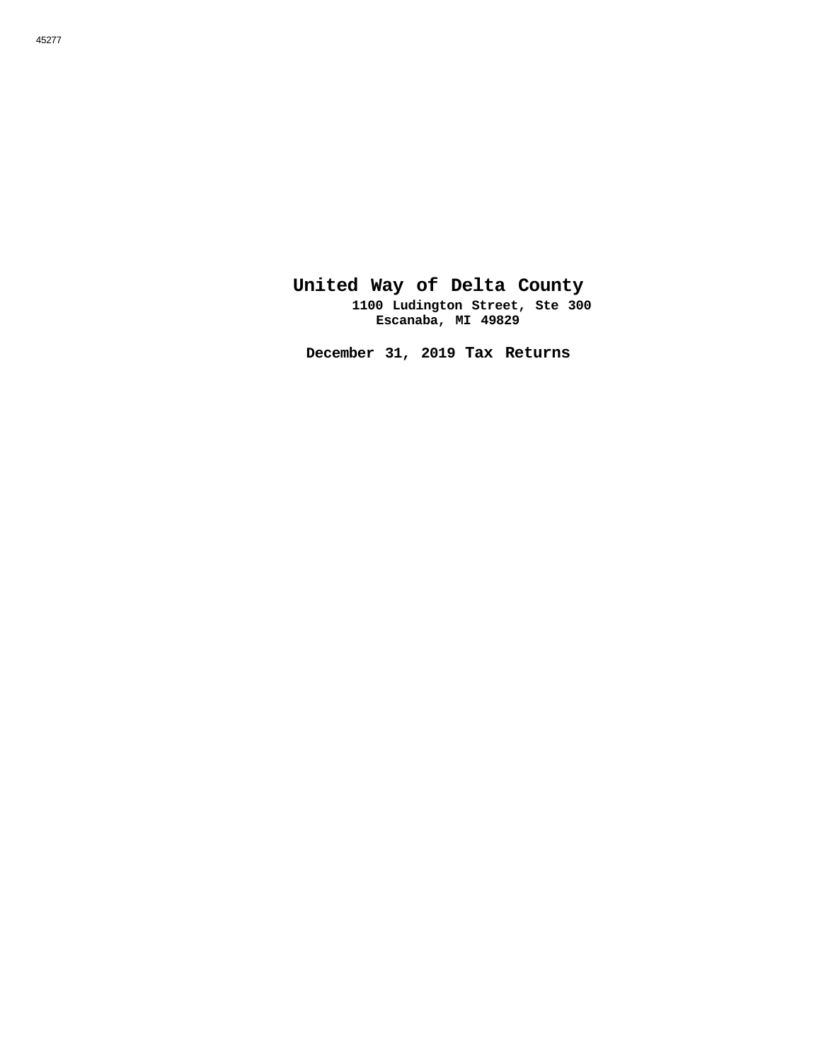45277

# United Way of Delta County

**1100 Ludington Street, Ste 300**
**Escanaba, MI 49829**

## December 31, 2019 Tax Returns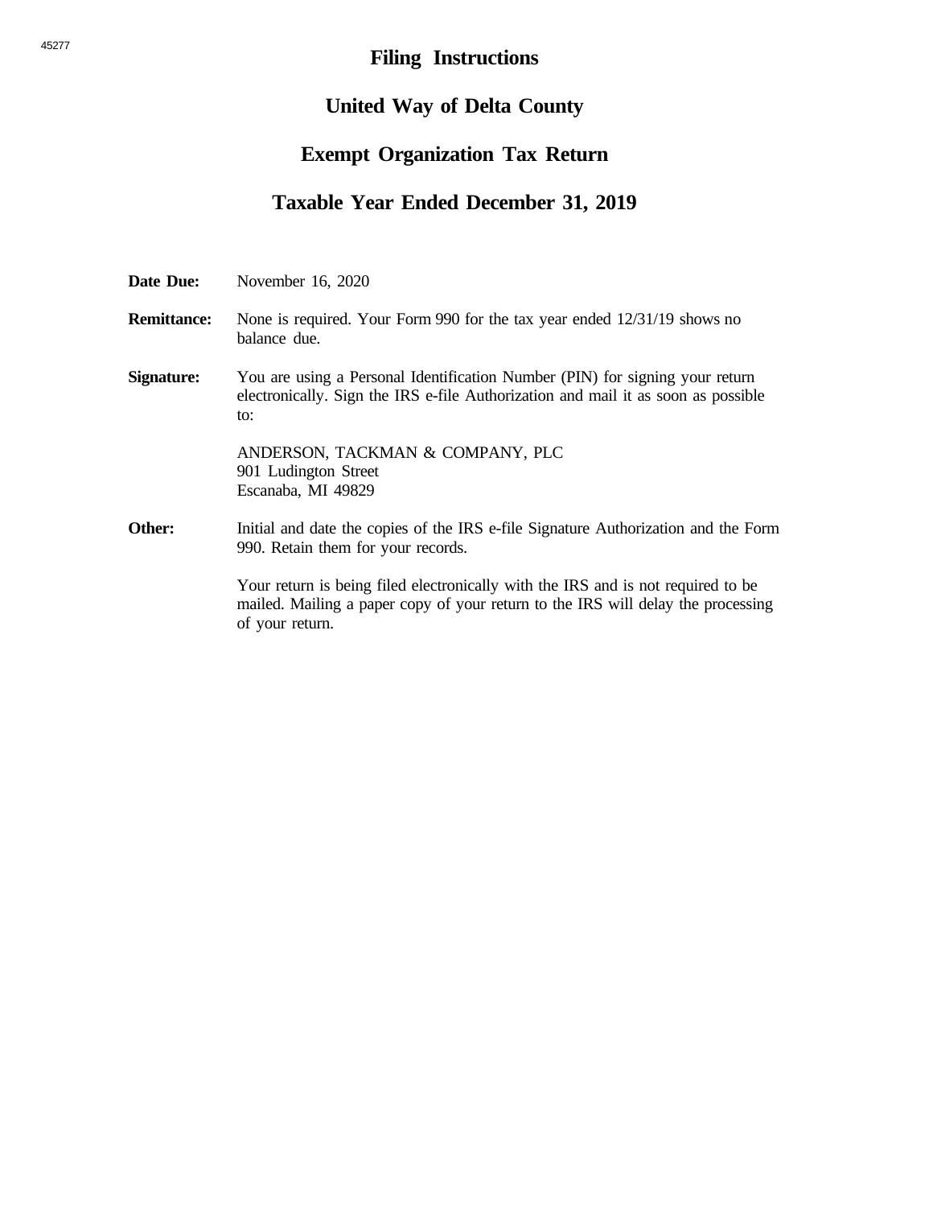# Filing Instructions

## United Way of Delta County

## Exempt Organization Tax Return

## Taxable Year Ended December 31, 2019

**Date Due:** November 16, 2020

**Remittance:** None is required. Your Form 990 for the tax year ended 12/31/19 shows no balance due.

**Signature:** You are using a Personal Identification Number (PIN) for signing your return electronically. Sign the IRS e-file Authorization and mail it as soon as possible to:

ANDERSON, TACKMAN & COMPANY, PLC
901 Ludington Street
Escanaba, MI 49829

**Other:** Initial and date the copies of the IRS e-file Signature Authorization and the Form 990. Retain them for your records.

Your return is being filed electronically with the IRS and is not required to be mailed. Mailing a paper copy of your return to the IRS will delay the processing of your return.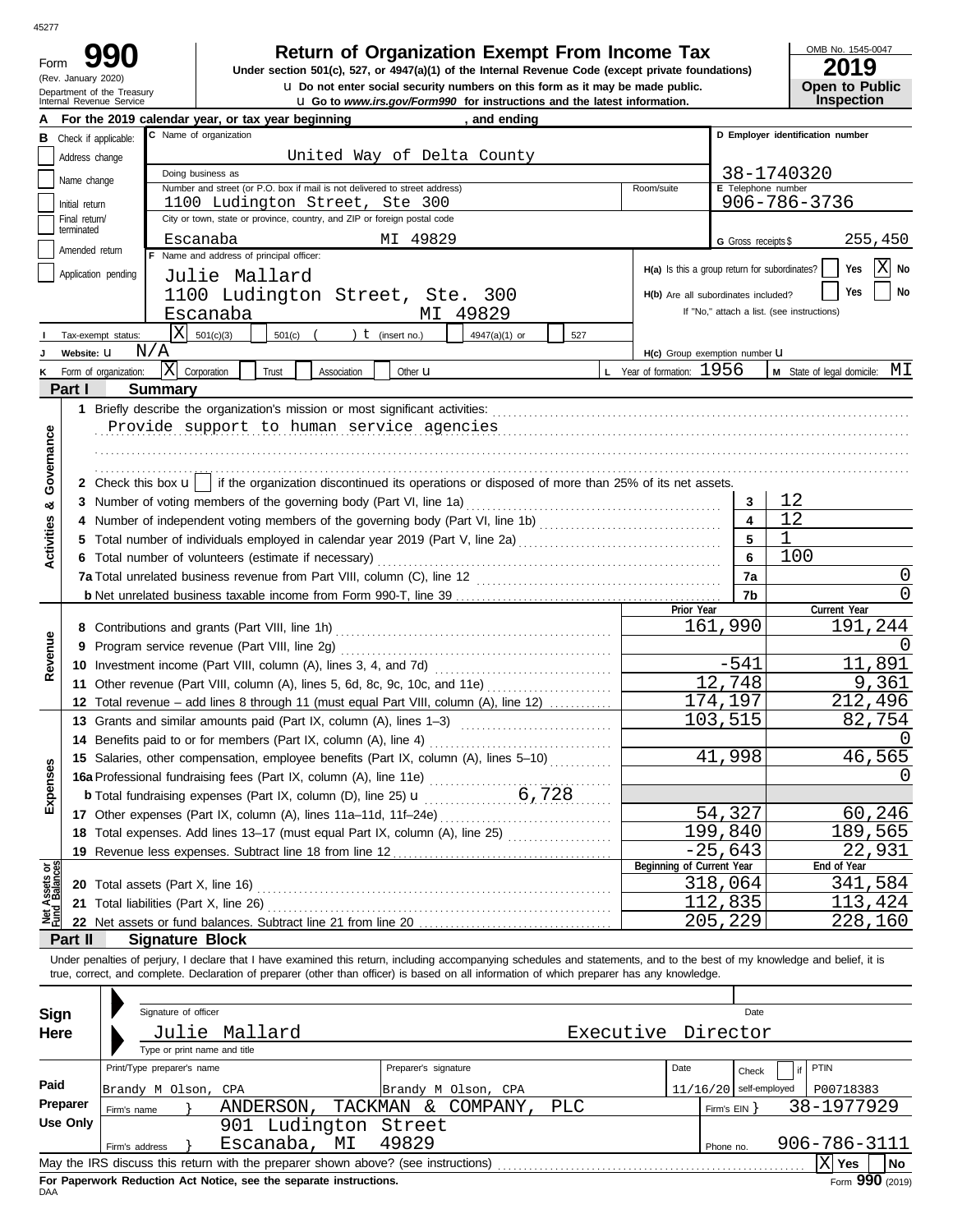45277

# Form 990 — Return of Organization Exempt From Income Tax

(Rev. January 2020)
Department of the Treasury
Internal Revenue Service

**Under section 501(c), 527, or 4947(a)(1) of the Internal Revenue Code (except private foundations)**

u Do not enter social security numbers on this form as it may be made public.
u Go to *www.irs.gov/Form990* for instructions and the latest information.

OMB No. 1545-0047
**2019**
**Open to Public Inspection**

**A** For the 2019 calendar year, or tax year beginning , and ending

**B** Check if applicable:
- Address change
- Name change
- Initial return
- Final return/terminated
- Amended return
- Application pending

**C** Name of organization: United Way of Delta County
Doing business as
Number and street (or P.O. box if mail is not delivered to street address): 1100 Ludington Street, Ste 300 — Room/suite
City or town, state or province, country, and ZIP or foreign postal code: Escanaba MI 49829

**D** Employer identification number: 38-1740320
**E** Telephone number: 906-786-3736
**G** Gross receipts $ 255,450

**F** Name and address of principal officer:
Julie Mallard
1100 Ludington Street, Ste. 300
Escanaba MI 49829

**H(a)** Is this a group return for subordinates? Yes [ ] No [X]
**H(b)** Are all subordinates included? Yes [ ] No [ ]
If "No," attach a list. (see instructions)

**I** Tax-exempt status: [X] 501(c)(3) [ ] 501(c) ( ) t (insert no.) [ ] 4947(a)(1) or [ ] 527
**J** Website: u N/A
**H(c)** Group exemption number u
**K** Form of organization: [X] Corporation [ ] Trust [ ] Association [ ] Other u
**L** Year of formation: 1956
**M** State of legal domicile: MI

## Part I Summary

**Activities & Governance**

1 Briefly describe the organization's mission or most significant activities:
Provide support to human service agencies

2 Check this box u [ ] if the organization discontinued its operations or disposed of more than 25% of its net assets.

| | | | |
|---|---|---|---|
| 3 | Number of voting members of the governing body (Part VI, line 1a) | 3 | 12 |
| 4 | Number of independent voting members of the governing body (Part VI, line 1b) | 4 | 12 |
| 5 | Total number of individuals employed in calendar year 2019 (Part V, line 2a) | 5 | 1 |
| 6 | Total number of volunteers (estimate if necessary) | 6 | 100 |
| 7a | Total unrelated business revenue from Part VIII, column (C), line 12 | 7a | 0 |
| b | Net unrelated business taxable income from Form 990-T, line 39 | 7b | 0 |

| | | Prior Year | Current Year |
|---|---|---|---|
| **Revenue** | | | |
| 8 | Contributions and grants (Part VIII, line 1h) | 161,990 | 191,244 |
| 9 | Program service revenue (Part VIII, line 2g) | | 0 |
| 10 | Investment income (Part VIII, column (A), lines 3, 4, and 7d) | -541 | 11,891 |
| 11 | Other revenue (Part VIII, column (A), lines 5, 6d, 8c, 9c, 10c, and 11e) | 12,748 | 9,361 |
| 12 | Total revenue – add lines 8 through 11 (must equal Part VIII, column (A), line 12) | 174,197 | 212,496 |
| **Expenses** | | | |
| 13 | Grants and similar amounts paid (Part IX, column (A), lines 1–3) | 103,515 | 82,754 |
| 14 | Benefits paid to or for members (Part IX, column (A), line 4) | | 0 |
| 15 | Salaries, other compensation, employee benefits (Part IX, column (A), lines 5–10) | 41,998 | 46,565 |
| 16a | Professional fundraising fees (Part IX, column (A), line 11e) | | 0 |
| b | Total fundraising expenses (Part IX, column (D), line 25) u 6,728 | | |
| 17 | Other expenses (Part IX, column (A), lines 11a–11d, 11f–24e) | 54,327 | 60,246 |
| 18 | Total expenses. Add lines 13–17 (must equal Part IX, column (A), line 25) | 199,840 | 189,565 |
| 19 | Revenue less expenses. Subtract line 18 from line 12 | -25,643 | 22,931 |

| **Net Assets or Fund Balances** | | Beginning of Current Year | End of Year |
|---|---|---|---|
| 20 | Total assets (Part X, line 16) | 318,064 | 341,584 |
| 21 | Total liabilities (Part X, line 26) | 112,835 | 113,424 |
| 22 | Net assets or fund balances. Subtract line 21 from line 20 | 205,229 | 228,160 |

## Part II Signature Block

Under penalties of perjury, I declare that I have examined this return, including accompanying schedules and statements, and to the best of my knowledge and belief, it is true, correct, and complete. Declaration of preparer (other than officer) is based on all information of which preparer has any knowledge.

**Sign Here**
Signature of officer — Date
Julie Mallard — Executive Director
Type or print name and title

**Paid Preparer Use Only**

| Print/Type preparer's name | Preparer's signature | Date | Check [ ] if self-employed | PTIN |
|---|---|---|---|---|
| Brandy M Olson, CPA | Brandy M Olson, CPA | 11/16/20 | | P00718383 |

Firm's name } ANDERSON, TACKMAN & COMPANY, PLC — Firm's EIN } 38-1977929
Firm's address } 901 Ludington Street, Escanaba, MI 49829 — Phone no. 906-786-3111

May the IRS discuss this return with the preparer shown above? (see instructions) [X] Yes [ ] No

**For Paperwork Reduction Act Notice, see the separate instructions.**
DAA — Form **990** (2019)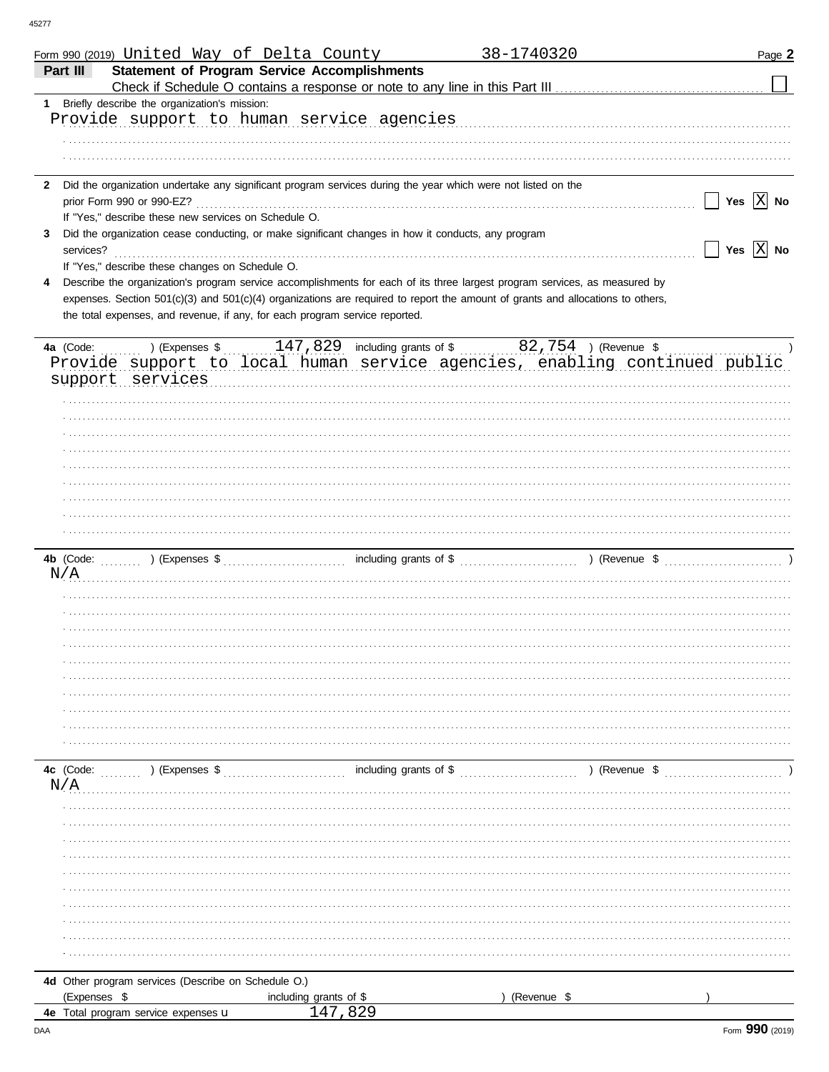Form 990 (2019) United Way of Delta County 38-1740320 Page **2**

**Part III** **Statement of Program Service Accomplishments**

Check if Schedule O contains a response or note to any line in this Part III ☐

**1** Briefly describe the organization's mission:

Provide support to human service agencies

**2** Did the organization undertake any significant program services during the year which were not listed on the prior Form 990 or 990-EZ? ☐ Yes ☒ No

If "Yes," describe these new services on Schedule O.

**3** Did the organization cease conducting, or make significant changes in how it conducts, any program services? ☐ Yes ☒ No

If "Yes," describe these changes on Schedule O.

**4** Describe the organization's program service accomplishments for each of its three largest program services, as measured by expenses. Section 501(c)(3) and 501(c)(4) organizations are required to report the amount of grants and allocations to others, the total expenses, and revenue, if any, for each program service reported.

**4a** (Code: ) (Expenses $ 147,829 including grants of $ 82,754 ) (Revenue $ )

Provide support to local human service agencies, enabling continued public support services

**4b** (Code: ) (Expenses $ including grants of $ ) (Revenue $ )

N/A

**4c** (Code: ) (Expenses $ including grants of $ ) (Revenue $ )

N/A

**4d** Other program services (Describe on Schedule O.)

(Expenses $ including grants of $ ) (Revenue $ )

**4e** Total program service expenses 147,829

Form **990** (2019)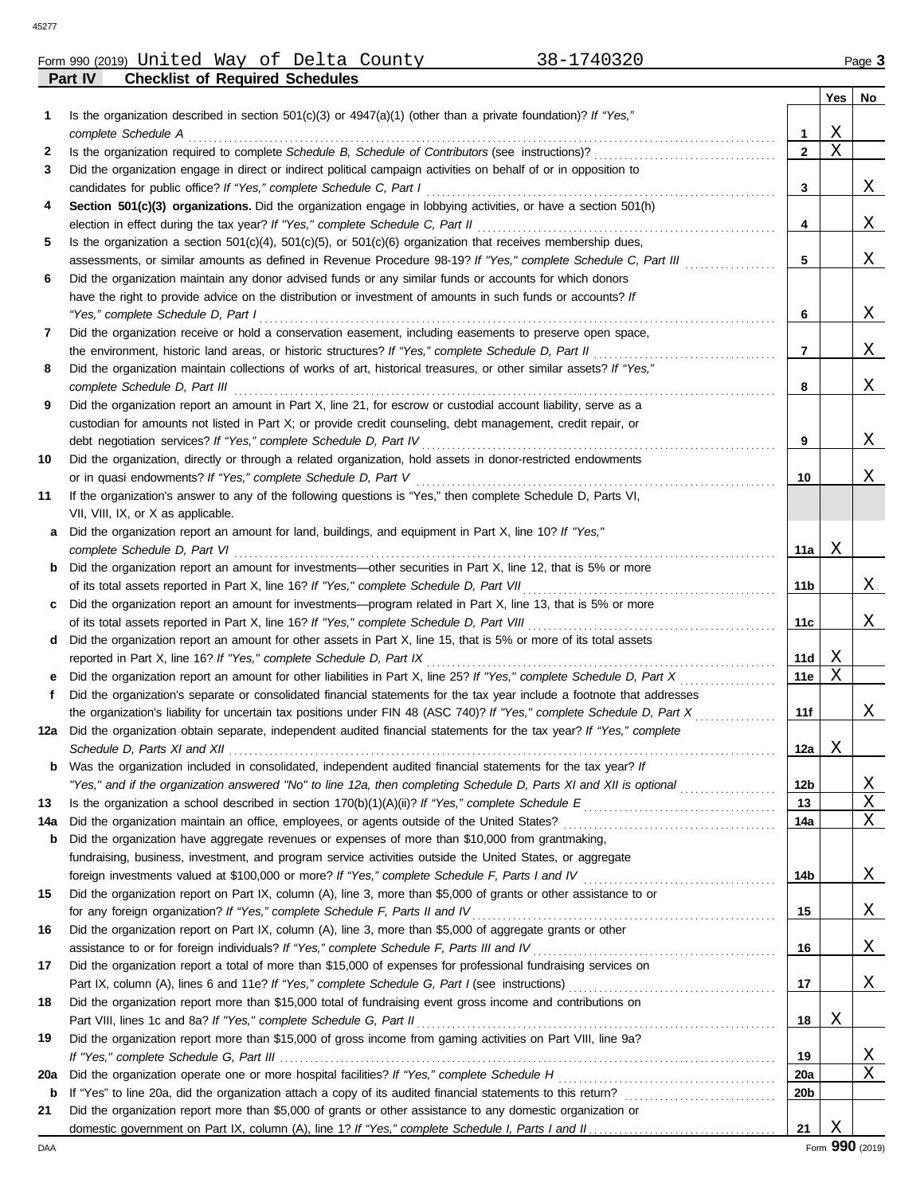Form 990 (2019) United Way of Delta County 38-1740320

## Part IV Checklist of Required Schedules

| | | Line | Yes | No |
|---|---|---|---|---|
| 1 | Is the organization described in section 501(c)(3) or 4947(a)(1) (other than a private foundation)? *If "Yes," complete Schedule A* | 1 | X | |
| 2 | Is the organization required to complete *Schedule B, Schedule of Contributors* (see instructions)? | 2 | X | |
| 3 | Did the organization engage in direct or indirect political campaign activities on behalf of or in opposition to candidates for public office? *If "Yes," complete Schedule C, Part I* | 3 | | X |
| 4 | **Section 501(c)(3) organizations.** Did the organization engage in lobbying activities, or have a section 501(h) election in effect during the tax year? *If "Yes," complete Schedule C, Part II* | 4 | | X |
| 5 | Is the organization a section 501(c)(4), 501(c)(5), or 501(c)(6) organization that receives membership dues, assessments, or similar amounts as defined in Revenue Procedure 98-19? *If "Yes," complete Schedule C, Part III* | 5 | | X |
| 6 | Did the organization maintain any donor advised funds or any similar funds or accounts for which donors have the right to provide advice on the distribution or investment of amounts in such funds or accounts? *If "Yes," complete Schedule D, Part I* | 6 | | X |
| 7 | Did the organization receive or hold a conservation easement, including easements to preserve open space, the environment, historic land areas, or historic structures? *If "Yes," complete Schedule D, Part II* | 7 | | X |
| 8 | Did the organization maintain collections of works of art, historical treasures, or other similar assets? *If "Yes," complete Schedule D, Part III* | 8 | | X |
| 9 | Did the organization report an amount in Part X, line 21, for escrow or custodial account liability, serve as a custodian for amounts not listed in Part X; or provide credit counseling, debt management, credit repair, or debt negotiation services? *If "Yes," complete Schedule D, Part IV* | 9 | | X |
| 10 | Did the organization, directly or through a related organization, hold assets in donor-restricted endowments or in quasi endowments? *If "Yes," complete Schedule D, Part V* | 10 | | X |
| 11 | If the organization's answer to any of the following questions is "Yes," then complete Schedule D, Parts VI, VII, VIII, IX, or X as applicable. | | | |
| a | Did the organization report an amount for land, buildings, and equipment in Part X, line 10? *If "Yes," complete Schedule D, Part VI* | 11a | X | |
| b | Did the organization report an amount for investments—other securities in Part X, line 12, that is 5% or more of its total assets reported in Part X, line 16? *If "Yes," complete Schedule D, Part VII* | 11b | | X |
| c | Did the organization report an amount for investments—program related in Part X, line 13, that is 5% or more of its total assets reported in Part X, line 16? *If "Yes," complete Schedule D, Part VIII* | 11c | | X |
| d | Did the organization report an amount for other assets in Part X, line 15, that is 5% or more of its total assets reported in Part X, line 16? *If "Yes," complete Schedule D, Part IX* | 11d | X | |
| e | Did the organization report an amount for other liabilities in Part X, line 25? *If "Yes," complete Schedule D, Part X* | 11e | X | |
| f | Did the organization's separate or consolidated financial statements for the tax year include a footnote that addresses the organization's liability for uncertain tax positions under FIN 48 (ASC 740)? *If "Yes," complete Schedule D, Part X* | 11f | | X |
| 12a | Did the organization obtain separate, independent audited financial statements for the tax year? *If "Yes," complete Schedule D, Parts XI and XII* | 12a | X | |
| b | Was the organization included in consolidated, independent audited financial statements for the tax year? *If "Yes," and if the organization answered "No" to line 12a, then completing Schedule D, Parts XI and XII is optional* | 12b | | X |
| 13 | Is the organization a school described in section 170(b)(1)(A)(ii)? *If "Yes," complete Schedule E* | 13 | | X |
| 14a | Did the organization maintain an office, employees, or agents outside of the United States? | 14a | | X |
| b | Did the organization have aggregate revenues or expenses of more than $10,000 from grantmaking, fundraising, business, investment, and program service activities outside the United States, or aggregate foreign investments valued at $100,000 or more? *If "Yes," complete Schedule F, Parts I and IV* | 14b | | X |
| 15 | Did the organization report on Part IX, column (A), line 3, more than $5,000 of grants or other assistance to or for any foreign organization? *If "Yes," complete Schedule F, Parts II and IV* | 15 | | X |
| 16 | Did the organization report on Part IX, column (A), line 3, more than $5,000 of aggregate grants or other assistance to or for foreign individuals? *If "Yes," complete Schedule F, Parts III and IV* | 16 | | X |
| 17 | Did the organization report a total of more than $15,000 of expenses for professional fundraising services on Part IX, column (A), lines 6 and 11e? *If "Yes," complete Schedule G, Part I* (see instructions) | 17 | | X |
| 18 | Did the organization report more than $15,000 total of fundraising event gross income and contributions on Part VIII, lines 1c and 8a? *If "Yes," complete Schedule G, Part II* | 18 | X | |
| 19 | Did the organization report more than $15,000 of gross income from gaming activities on Part VIII, line 9a? *If "Yes," complete Schedule G, Part III* | 19 | | X |
| 20a | Did the organization operate one or more hospital facilities? *If "Yes," complete Schedule H* | 20a | | X |
| b | If "Yes" to line 20a, did the organization attach a copy of its audited financial statements to this return? | 20b | | |
| 21 | Did the organization report more than $5,000 of grants or other assistance to any domestic organization or domestic government on Part IX, column (A), line 1? *If "Yes," complete Schedule I, Parts I and II* | 21 | X | |

Form **990** (2019)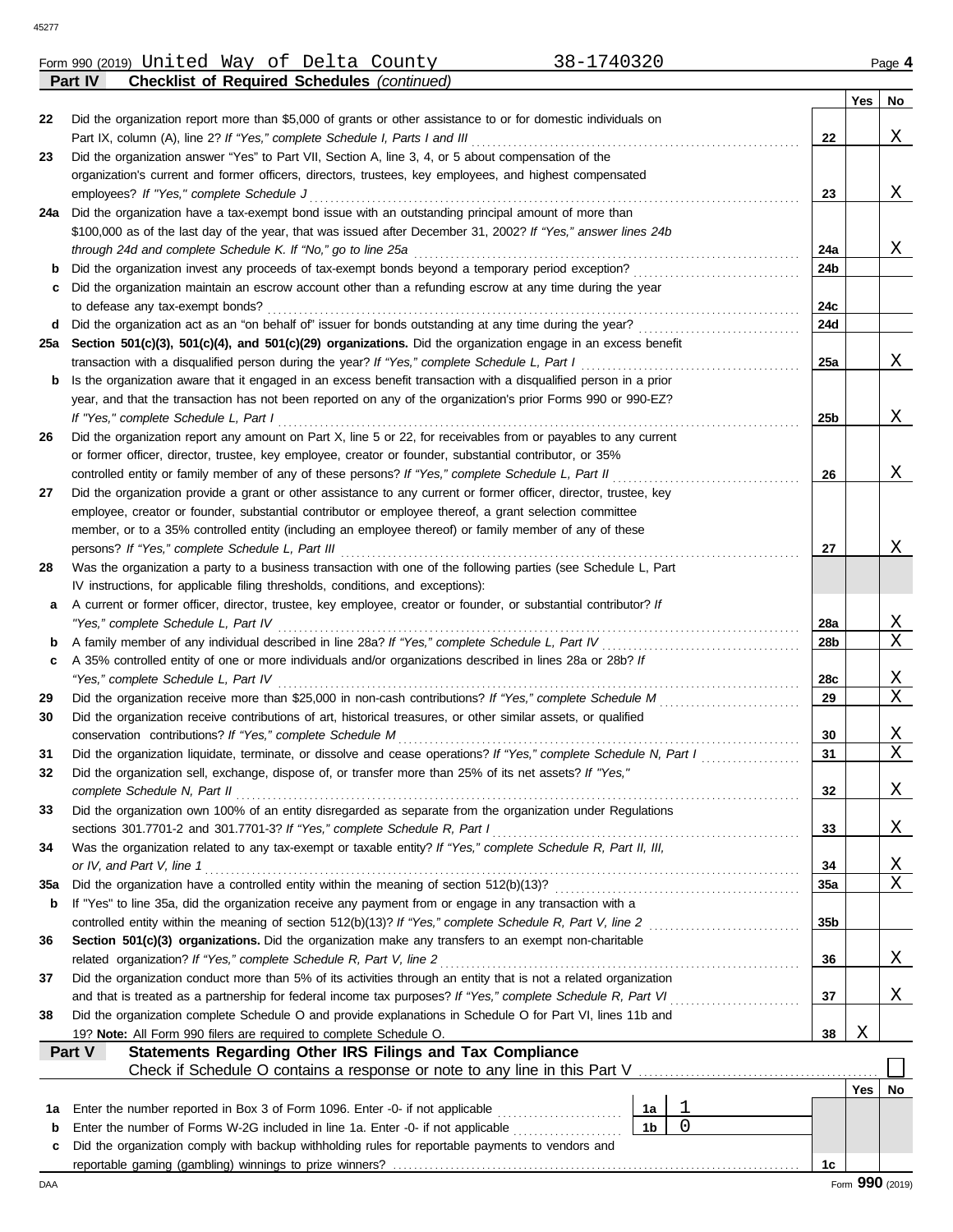Form 990 (2019) United Way of Delta County 38-1740320 Page 4

**Part IV Checklist of Required Schedules** *(continued)*

| | | | Yes | No |
|---|---|---|---|---|
| 22 | Did the organization report more than $5,000 of grants or other assistance to or for domestic individuals on Part IX, column (A), line 2? *If "Yes," complete Schedule I, Parts I and III* | 22 | | X |
| 23 | Did the organization answer "Yes" to Part VII, Section A, line 3, 4, or 5 about compensation of the organization's current and former officers, directors, trustees, key employees, and highest compensated employees? *If "Yes," complete Schedule J* | 23 | | X |
| 24a | Did the organization have a tax-exempt bond issue with an outstanding principal amount of more than $100,000 as of the last day of the year, that was issued after December 31, 2002? *If "Yes," answer lines 24b through 24d and complete Schedule K. If "No," go to line 25a* | 24a | | X |
| b | Did the organization invest any proceeds of tax-exempt bonds beyond a temporary period exception? | 24b | | |
| c | Did the organization maintain an escrow account other than a refunding escrow at any time during the year to defease any tax-exempt bonds? | 24c | | |
| d | Did the organization act as an "on behalf of" issuer for bonds outstanding at any time during the year? | 24d | | |
| 25a | **Section 501(c)(3), 501(c)(4), and 501(c)(29) organizations.** Did the organization engage in an excess benefit transaction with a disqualified person during the year? *If "Yes," complete Schedule L, Part I* | 25a | | X |
| b | Is the organization aware that it engaged in an excess benefit transaction with a disqualified person in a prior year, and that the transaction has not been reported on any of the organization's prior Forms 990 or 990-EZ? *If "Yes," complete Schedule L, Part I* | 25b | | X |
| 26 | Did the organization report any amount on Part X, line 5 or 22, for receivables from or payables to any current or former officer, director, trustee, key employee, creator or founder, substantial contributor, or 35% controlled entity or family member of any of these persons? *If "Yes," complete Schedule L, Part II* | 26 | | X |
| 27 | Did the organization provide a grant or other assistance to any current or former officer, director, trustee, key employee, creator or founder, substantial contributor or employee thereof, a grant selection committee member, or to a 35% controlled entity (including an employee thereof) or family member of any of these persons? *If "Yes," complete Schedule L, Part III* | 27 | | X |
| 28 | Was the organization a party to a business transaction with one of the following parties (see Schedule L, Part IV instructions, for applicable filing thresholds, conditions, and exceptions): | | | |
| a | A current or former officer, director, trustee, key employee, creator or founder, or substantial contributor? *If "Yes," complete Schedule L, Part IV* | 28a | | X |
| b | A family member of any individual described in line 28a? *If "Yes," complete Schedule L, Part IV* | 28b | | X |
| c | A 35% controlled entity of one or more individuals and/or organizations described in lines 28a or 28b? *If "Yes," complete Schedule L, Part IV* | 28c | | X |
| 29 | Did the organization receive more than $25,000 in non-cash contributions? *If "Yes," complete Schedule M* | 29 | | X |
| 30 | Did the organization receive contributions of art, historical treasures, or other similar assets, or qualified conservation contributions? *If "Yes," complete Schedule M* | 30 | | X |
| 31 | Did the organization liquidate, terminate, or dissolve and cease operations? *If "Yes," complete Schedule N, Part I* | 31 | | X |
| 32 | Did the organization sell, exchange, dispose of, or transfer more than 25% of its net assets? *If "Yes," complete Schedule N, Part II* | 32 | | X |
| 33 | Did the organization own 100% of an entity disregarded as separate from the organization under Regulations sections 301.7701-2 and 301.7701-3? *If "Yes," complete Schedule R, Part I* | 33 | | X |
| 34 | Was the organization related to any tax-exempt or taxable entity? *If "Yes," complete Schedule R, Part II, III, or IV, and Part V, line 1* | 34 | | X |
| 35a | Did the organization have a controlled entity within the meaning of section 512(b)(13)? | 35a | | X |
| b | If "Yes" to line 35a, did the organization receive any payment from or engage in any transaction with a controlled entity within the meaning of section 512(b)(13)? *If "Yes," complete Schedule R, Part V, line 2* | 35b | | |
| 36 | **Section 501(c)(3) organizations.** Did the organization make any transfers to an exempt non-charitable related organization? *If "Yes," complete Schedule R, Part V, line 2* | 36 | | X |
| 37 | Did the organization conduct more than 5% of its activities through an entity that is not a related organization and that is treated as a partnership for federal income tax purposes? *If "Yes," complete Schedule R, Part VI* | 37 | | X |
| 38 | Did the organization complete Schedule O and provide explanations in Schedule O for Part VI, lines 11b and 19? **Note:** All Form 990 filers are required to complete Schedule O. | 38 | X | |

**Part V Statements Regarding Other IRS Filings and Tax Compliance**

Check if Schedule O contains a response or note to any line in this Part V ☐

| | | | | | Yes | No |
|---|---|---|---|---|---|---|
| 1a | Enter the number reported in Box 3 of Form 1096. Enter -0- if not applicable | 1a | 1 | | | |
| b | Enter the number of Forms W-2G included in line 1a. Enter -0- if not applicable | 1b | 0 | | | |
| c | Did the organization comply with backup withholding rules for reportable payments to vendors and reportable gaming (gambling) winnings to prize winners? | | | 1c | | |

DAA Form **990** (2019)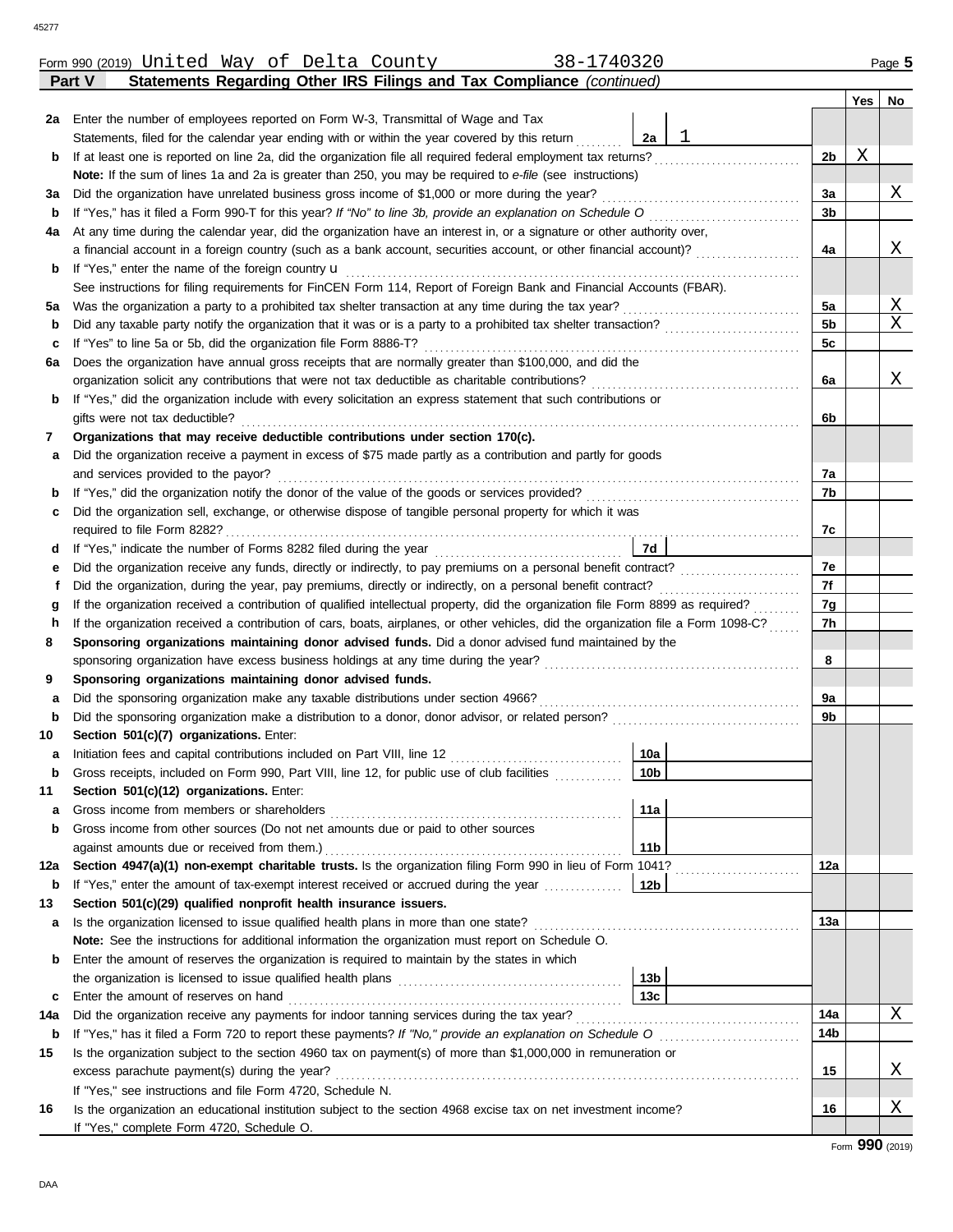Form 990 (2019) United Way of Delta County 38-1740320 Page **5**

**Part V Statements Regarding Other IRS Filings and Tax Compliance** *(continued)*

| | | | | Yes | No |
|---|---|---|---|---|---|
| **2a** | Enter the number of employees reported on Form W-3, Transmittal of Wage and Tax Statements, filed for the calendar year ending with or within the year covered by this return | **2a** 1 | | | |
| **b** | If at least one is reported on line 2a, did the organization file all required federal employment tax returns? | | **2b** | X | |
| | **Note:** If the sum of lines 1a and 2a is greater than 250, you may be required to *e-file* (see instructions) | | | | |
| **3a** | Did the organization have unrelated business gross income of $1,000 or more during the year? | | **3a** | | X |
| **b** | If "Yes," has it filed a Form 990-T for this year? *If "No" to line 3b, provide an explanation on Schedule O* | | **3b** | | |
| **4a** | At any time during the calendar year, did the organization have an interest in, or a signature or other authority over, a financial account in a foreign country (such as a bank account, securities account, or other financial account)? | | **4a** | | X |
| **b** | If "Yes," enter the name of the foreign country u | | | | |
| | See instructions for filing requirements for FinCEN Form 114, Report of Foreign Bank and Financial Accounts (FBAR). | | | | |
| **5a** | Was the organization a party to a prohibited tax shelter transaction at any time during the tax year? | | **5a** | | X |
| **b** | Did any taxable party notify the organization that it was or is a party to a prohibited tax shelter transaction? | | **5b** | | X |
| **c** | If "Yes" to line 5a or 5b, did the organization file Form 8886-T? | | **5c** | | |
| **6a** | Does the organization have annual gross receipts that are normally greater than $100,000, and did the organization solicit any contributions that were not tax deductible as charitable contributions? | | **6a** | | X |
| **b** | If "Yes," did the organization include with every solicitation an express statement that such contributions or gifts were not tax deductible? | | **6b** | | |
| **7** | **Organizations that may receive deductible contributions under section 170(c).** | | | | |
| **a** | Did the organization receive a payment in excess of $75 made partly as a contribution and partly for goods and services provided to the payor? | | **7a** | | |
| **b** | If "Yes," did the organization notify the donor of the value of the goods or services provided? | | **7b** | | |
| **c** | Did the organization sell, exchange, or otherwise dispose of tangible personal property for which it was required to file Form 8282? | | **7c** | | |
| **d** | If "Yes," indicate the number of Forms 8282 filed during the year | **7d** | | | |
| **e** | Did the organization receive any funds, directly or indirectly, to pay premiums on a personal benefit contract? | | **7e** | | |
| **f** | Did the organization, during the year, pay premiums, directly or indirectly, on a personal benefit contract? | | **7f** | | |
| **g** | If the organization received a contribution of qualified intellectual property, did the organization file Form 8899 as required? | | **7g** | | |
| **h** | If the organization received a contribution of cars, boats, airplanes, or other vehicles, did the organization file a Form 1098-C? | | **7h** | | |
| **8** | **Sponsoring organizations maintaining donor advised funds.** Did a donor advised fund maintained by the sponsoring organization have excess business holdings at any time during the year? | | **8** | | |
| **9** | **Sponsoring organizations maintaining donor advised funds.** | | | | |
| **a** | Did the sponsoring organization make any taxable distributions under section 4966? | | **9a** | | |
| **b** | Did the sponsoring organization make a distribution to a donor, donor advisor, or related person? | | **9b** | | |
| **10** | **Section 501(c)(7) organizations.** Enter: | | | | |
| **a** | Initiation fees and capital contributions included on Part VIII, line 12 | **10a** | | | |
| **b** | Gross receipts, included on Form 990, Part VIII, line 12, for public use of club facilities | **10b** | | | |
| **11** | **Section 501(c)(12) organizations.** Enter: | | | | |
| **a** | Gross income from members or shareholders | **11a** | | | |
| **b** | Gross income from other sources (Do not net amounts due or paid to other sources against amounts due or received from them.) | **11b** | | | |
| **12a** | **Section 4947(a)(1) non-exempt charitable trusts.** Is the organization filing Form 990 in lieu of Form 1041? | | **12a** | | |
| **b** | If "Yes," enter the amount of tax-exempt interest received or accrued during the year | **12b** | | | |
| **13** | **Section 501(c)(29) qualified nonprofit health insurance issuers.** | | | | |
| **a** | Is the organization licensed to issue qualified health plans in more than one state? | | **13a** | | |
| | **Note:** See the instructions for additional information the organization must report on Schedule O. | | | | |
| **b** | Enter the amount of reserves the organization is required to maintain by the states in which the organization is licensed to issue qualified health plans | **13b** | | | |
| **c** | Enter the amount of reserves on hand | **13c** | | | |
| **14a** | Did the organization receive any payments for indoor tanning services during the tax year? | | **14a** | | X |
| **b** | If "Yes," has it filed a Form 720 to report these payments? *If "No," provide an explanation on Schedule O* | | **14b** | | |
| **15** | Is the organization subject to the section 4960 tax on payment(s) of more than $1,000,000 in remuneration or excess parachute payment(s) during the year? | | **15** | | X |
| | If "Yes," see instructions and file Form 4720, Schedule N. | | | | |
| **16** | Is the organization an educational institution subject to the section 4968 excise tax on net investment income? | | **16** | | X |
| | If "Yes," complete Form 4720, Schedule O. | | | | |

Form **990** (2019)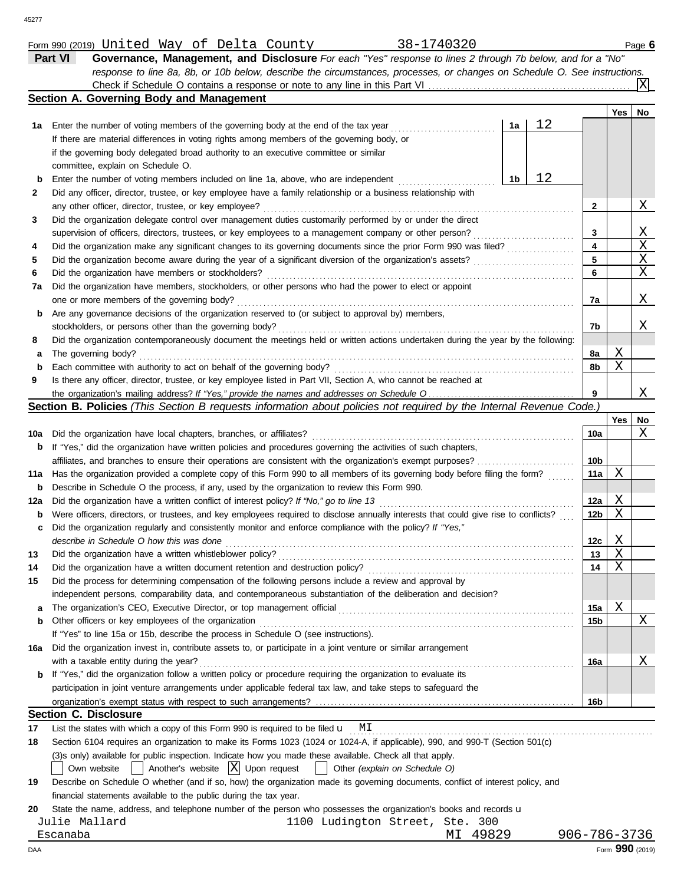Form 990 (2019) United Way of Delta County 38-1740320 Page 6

**Part VI** **Governance, Management, and Disclosure** *For each "Yes" response to lines 2 through 7b below, and for a "No" response to line 8a, 8b, or 10b below, describe the circumstances, processes, or changes on Schedule O. See instructions.*

Check if Schedule O contains a response or note to any line in this Part VI .......... [X]

## Section A. Governing Body and Management

| | | | | Yes | No |
|---|---|---|---|---|---|
| **1a** | Enter the number of voting members of the governing body at the end of the tax year ... If there are material differences in voting rights among members of the governing body, or if the governing body delegated broad authority to an executive committee or similar committee, explain on Schedule O. | 1a: 12 | | | |
| **b** | Enter the number of voting members included on line 1a, above, who are independent ... | 1b: 12 | | | |
| **2** | Did any officer, director, trustee, or key employee have a family relationship or a business relationship with any other officer, director, trustee, or key employee? | | 2 | | X |
| **3** | Did the organization delegate control over management duties customarily performed by or under the direct supervision of officers, directors, trustees, or key employees to a management company or other person? | | 3 | | X |
| **4** | Did the organization make any significant changes to its governing documents since the prior Form 990 was filed? | | 4 | | X |
| **5** | Did the organization become aware during the year of a significant diversion of the organization's assets? | | 5 | | X |
| **6** | Did the organization have members or stockholders? | | 6 | | X |
| **7a** | Did the organization have members, stockholders, or other persons who had the power to elect or appoint one or more members of the governing body? | | 7a | | X |
| **b** | Are any governance decisions of the organization reserved to (or subject to approval by) members, stockholders, or persons other than the governing body? | | 7b | | X |
| **8** | Did the organization contemporaneously document the meetings held or written actions undertaken during the year by the following: | | | | |
| **a** | The governing body? | | 8a | X | |
| **b** | Each committee with authority to act on behalf of the governing body? | | 8b | X | |
| **9** | Is there any officer, director, trustee, or key employee listed in Part VII, Section A, who cannot be reached at the organization's mailing address? *If "Yes," provide the names and addresses on Schedule O* | | 9 | | X |

## Section B. Policies *(This Section B requests information about policies not required by the Internal Revenue Code.)*

| | | | Yes | No |
|---|---|---|---|---|
| **10a** | Did the organization have local chapters, branches, or affiliates? | 10a | | X |
| **b** | If "Yes," did the organization have written policies and procedures governing the activities of such chapters, affiliates, and branches to ensure their operations are consistent with the organization's exempt purposes? | 10b | | |
| **11a** | Has the organization provided a complete copy of this Form 990 to all members of its governing body before filing the form? | 11a | X | |
| **b** | Describe in Schedule O the process, if any, used by the organization to review this Form 990. | | | |
| **12a** | Did the organization have a written conflict of interest policy? *If "No," go to line 13* | 12a | X | |
| **b** | Were officers, directors, or trustees, and key employees required to disclose annually interests that could give rise to conflicts? | 12b | X | |
| **c** | Did the organization regularly and consistently monitor and enforce compliance with the policy? *If "Yes," describe in Schedule O how this was done* | 12c | X | |
| **13** | Did the organization have a written whistleblower policy? | 13 | X | |
| **14** | Did the organization have a written document retention and destruction policy? | 14 | X | |
| **15** | Did the process for determining compensation of the following persons include a review and approval by independent persons, comparability data, and contemporaneous substantiation of the deliberation and decision? | | | |
| **a** | The organization's CEO, Executive Director, or top management official | 15a | X | |
| **b** | Other officers or key employees of the organization | 15b | | X |
| | If "Yes" to line 15a or 15b, describe the process in Schedule O (see instructions). | | | |
| **16a** | Did the organization invest in, contribute assets to, or participate in a joint venture or similar arrangement with a taxable entity during the year? | 16a | | X |
| **b** | If "Yes," did the organization follow a written policy or procedure requiring the organization to evaluate its participation in joint venture arrangements under applicable federal tax law, and take steps to safeguard the organization's exempt status with respect to such arrangements? | 16b | | |

## Section C. Disclosure

**17** List the states with which a copy of this Form 990 is required to be filed u MI

**18** Section 6104 requires an organization to make its Forms 1023 (1024 or 1024-A, if applicable), 990, and 990-T (Section 501(c)(3)s only) available for public inspection. Indicate how you made these available. Check all that apply.

[ ] Own website [ ] Another's website [X] Upon request [ ] Other *(explain on Schedule O)*

**19** Describe on Schedule O whether (and if so, how) the organization made its governing documents, conflict of interest policy, and financial statements available to the public during the tax year.

**20** State the name, address, and telephone number of the person who possesses the organization's books and records u

Julie Mallard 1100 Ludington Street, Ste. 300
Escanaba MI 49829 906-786-3736

Form **990** (2019)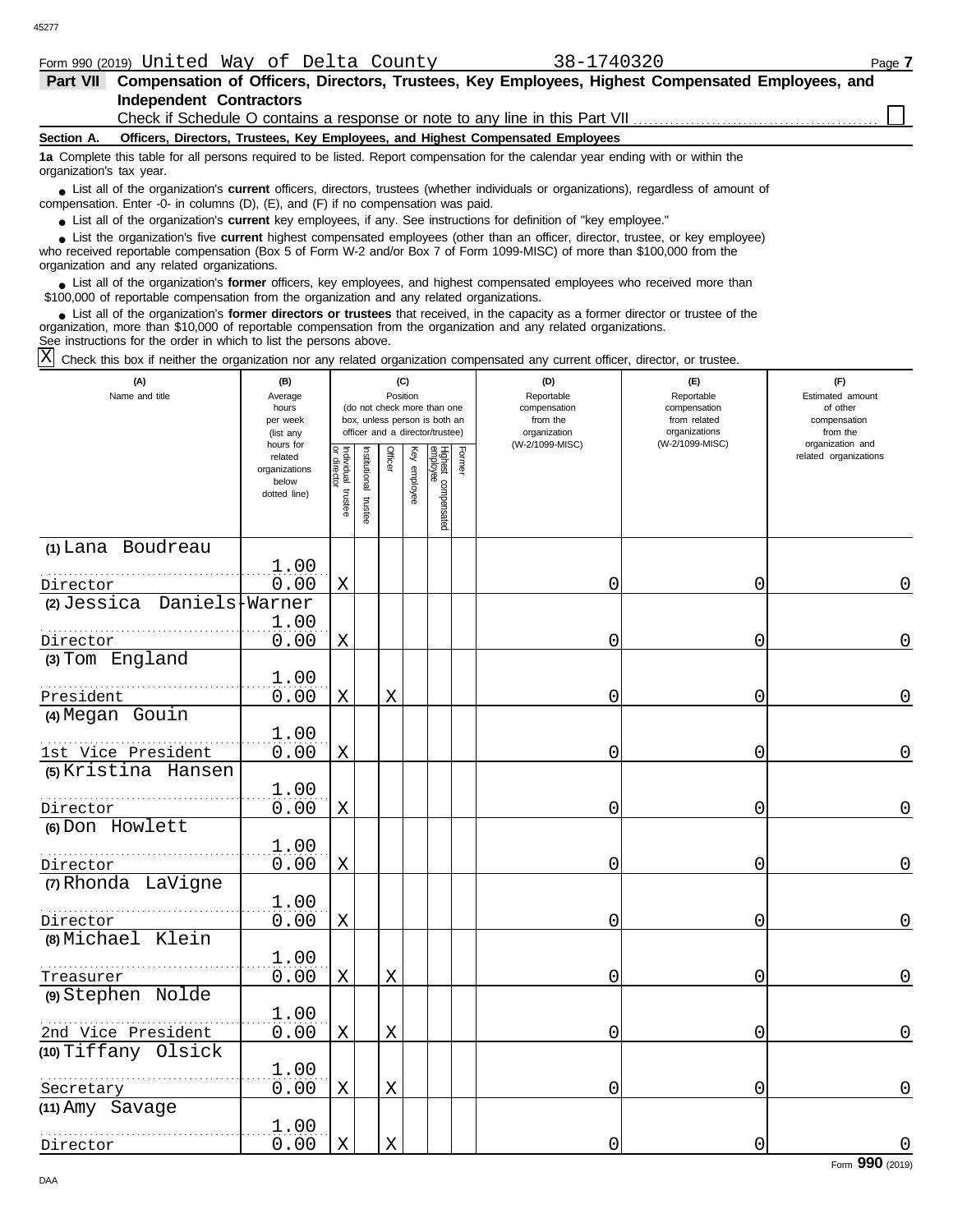Form 990 (2019) United Way of Delta County 38-1740320 Page 7

**Part VII Compensation of Officers, Directors, Trustees, Key Employees, Highest Compensated Employees, and Independent Contractors**

Check if Schedule O contains a response or note to any line in this Part VII ☐

**Section A. Officers, Directors, Trustees, Key Employees, and Highest Compensated Employees**

**1a** Complete this table for all persons required to be listed. Report compensation for the calendar year ending with or within the organization's tax year.

- List all of the organization's **current** officers, directors, trustees (whether individuals or organizations), regardless of amount of compensation. Enter -0- in columns (D), (E), and (F) if no compensation was paid.
- List all of the organization's **current** key employees, if any. See instructions for definition of "key employee."
- List the organization's five **current** highest compensated employees (other than an officer, director, trustee, or key employee) who received reportable compensation (Box 5 of Form W-2 and/or Box 7 of Form 1099-MISC) of more than $100,000 from the organization and any related organizations.
- List all of the organization's **former** officers, key employees, and highest compensated employees who received more than $100,000 of reportable compensation from the organization and any related organizations.
- List all of the organization's **former directors or trustees** that received, in the capacity as a former director or trustee of the organization, more than $10,000 of reportable compensation from the organization and any related organizations.

See instructions for the order in which to list the persons above.

☒ Check this box if neither the organization nor any related organization compensated any current officer, director, or trustee.

| (A) Name and title | (B) Average hours per week (list any hours for related organizations below dotted line) | (C) Position: Individual trustee or director | Institutional trustee | Officer | Key employee | Highest compensated employee | Former | (D) Reportable compensation from the organization (W-2/1099-MISC) | (E) Reportable compensation from related organizations (W-2/1099-MISC) | (F) Estimated amount of other compensation from the organization and related organizations |
|---|---|---|---|---|---|---|---|---|---|---|
| (1) Lana Boudreau<br>Director | 1.00<br>0.00 | X | | | | | | 0 | 0 | 0 |
| (2) Jessica Daniels-Warner<br>Director | 1.00<br>0.00 | X | | | | | | 0 | 0 | 0 |
| (3) Tom England<br>President | 1.00<br>0.00 | X | | X | | | | 0 | 0 | 0 |
| (4) Megan Gouin<br>1st Vice President | 1.00<br>0.00 | X | | | | | | 0 | 0 | 0 |
| (5) Kristina Hansen<br>Director | 1.00<br>0.00 | X | | | | | | 0 | 0 | 0 |
| (6) Don Howlett<br>Director | 1.00<br>0.00 | X | | | | | | 0 | 0 | 0 |
| (7) Rhonda LaVigne<br>Director | 1.00<br>0.00 | X | | | | | | 0 | 0 | 0 |
| (8) Michael Klein<br>Treasurer | 1.00<br>0.00 | X | | X | | | | 0 | 0 | 0 |
| (9) Stephen Nolde<br>2nd Vice President | 1.00<br>0.00 | X | | X | | | | 0 | 0 | 0 |
| (10) Tiffany Olsick<br>Secretary | 1.00<br>0.00 | X | | X | | | | 0 | 0 | 0 |
| (11) Amy Savage<br>Director | 1.00<br>0.00 | X | | X | | | | 0 | 0 | 0 |

Form 990 (2019)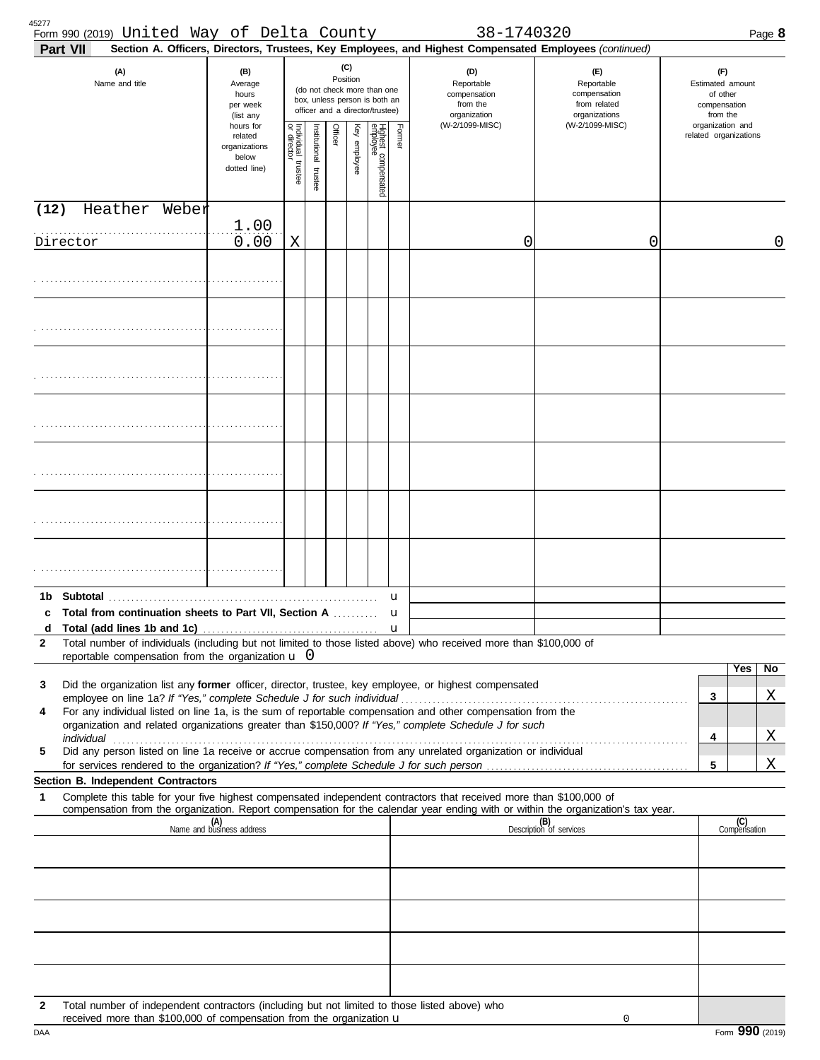Form 990 (2019) United Way of Delta County 38-1740320

**Part VII** **Section A. Officers, Directors, Trustees, Key Employees, and Highest Compensated Employees** *(continued)*

| (A) Name and title | (B) Average hours per week (list any hours for related organizations below dotted line) | (C) Position: Individual trustee or director | Institutional trustee | Officer | Key employee | Highest compensated employee | Former | (D) Reportable compensation from the organization (W-2/1099-MISC) | (E) Reportable compensation from related organizations (W-2/1099-MISC) | (F) Estimated amount of other compensation from the organization and related organizations |
|---|---|---|---|---|---|---|---|---|---|---|
| (12) Heather Weber<br>Director | 1.00<br>0.00 | X | | | | | | 0 | 0 | 0 |
| | | | | | | | | | | |
| | | | | | | | | | | |
| | | | | | | | | | | |
| | | | | | | | | | | |
| | | | | | | | | | | |
| | | | | | | | | | | |
| | | | | | | | | | | |
| **1b Subtotal** | | | | | | | u | | | |
| **c Total from continuation sheets to Part VII, Section A** | | | | | | | u | | | |
| **d Total (add lines 1b and 1c)** | | | | | | | u | | | |

**2** Total number of individuals (including but not limited to those listed above) who received more than $100,000 of reportable compensation from the organization u 0

| | | Yes | No |
|---|---|---|---|
| **3** Did the organization list any **former** officer, director, trustee, key employee, or highest compensated employee on line 1a? *If "Yes," complete Schedule J for such individual* | 3 | | X |
| **4** For any individual listed on line 1a, is the sum of reportable compensation and other compensation from the organization and related organizations greater than $150,000? *If "Yes," complete Schedule J for such individual* | 4 | | X |
| **5** Did any person listed on line 1a receive or accrue compensation from any unrelated organization or individual for services rendered to the organization? *If "Yes," complete Schedule J for such person* | 5 | | X |

**Section B. Independent Contractors**

**1** Complete this table for your five highest compensated independent contractors that received more than $100,000 of compensation from the organization. Report compensation for the calendar year ending with or within the organization's tax year.

| (A) Name and business address | (B) Description of services | (C) Compensation |
|---|---|---|
| | | |
| | | |
| | | |
| | | |
| | | |

**2** Total number of independent contractors (including but not limited to those listed above) who received more than $100,000 of compensation from the organization u 0

Form **990** (2019)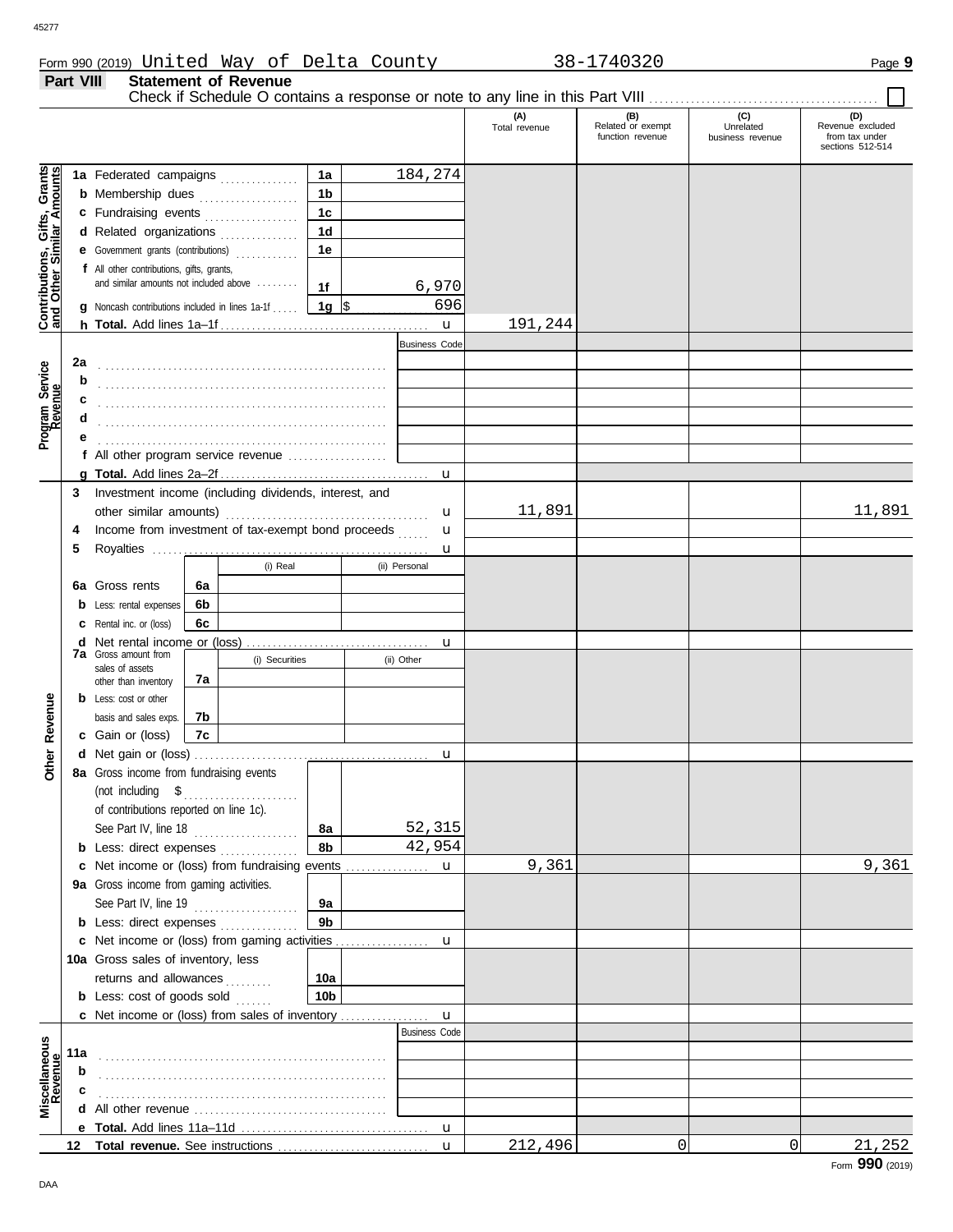Form 990 (2019) United Way of Delta County 38-1740320 Page **9**

## Part VIII Statement of Revenue

Check if Schedule O contains a response or note to any line in this Part VIII ☐

| | | | | (A) Total revenue | (B) Related or exempt function revenue | (C) Unrelated business revenue | (D) Revenue excluded from tax under sections 512-514 |
|---|---|---|---|---|---|---|---|
| **Contributions, Gifts, Grants and Other Similar Amounts** | 1a Federated campaigns | 1a | 184,274 | | | | |
| | b Membership dues | 1b | | | | | |
| | c Fundraising events | 1c | | | | | |
| | d Related organizations | 1d | | | | | |
| | e Government grants (contributions) | 1e | | | | | |
| | f All other contributions, gifts, grants, and similar amounts not included above | 1f | 6,970 | | | | |
| | g Noncash contributions included in lines 1a-1f | 1g | $ 696 | | | | |
| | h **Total.** Add lines 1a–1f | | u | 191,244 | | | |
| **Program Service Revenue** | | | Business Code | | | | |
| | 2a | | | | | | |
| | b | | | | | | |
| | c | | | | | | |
| | d | | | | | | |
| | e | | | | | | |
| | f All other program service revenue | | | | | | |
| | g **Total.** Add lines 2a–2f | | u | | | | |
| **Other Revenue** | 3 Investment income (including dividends, interest, and other similar amounts) | | u | 11,891 | | | 11,891 |
| | 4 Income from investment of tax-exempt bond proceeds | | u | | | | |
| | 5 Royalties | | u | | | | |
| | | (i) Real | (ii) Personal | | | | |
| | 6a Gross rents — 6a | | | | | | |
| | b Less: rental expenses — 6b | | | | | | |
| | c Rental inc. or (loss) — 6c | | | | | | |
| | d Net rental income or (loss) | | u | | | | |
| | | (i) Securities | (ii) Other | | | | |
| | 7a Gross amount from sales of assets other than inventory — 7a | | | | | | |
| | b Less: cost or other basis and sales exps. — 7b | | | | | | |
| | c Gain or (loss) — 7c | | | | | | |
| | d Net gain or (loss) | | u | | | | |
| | 8a Gross income from fundraising events (not including $ of contributions reported on line 1c). See Part IV, line 18 | 8a | 52,315 | | | | |
| | b Less: direct expenses | 8b | 42,954 | | | | |
| | c Net income or (loss) from fundraising events | | u | 9,361 | | | 9,361 |
| | 9a Gross income from gaming activities. See Part IV, line 19 | 9a | | | | | |
| | b Less: direct expenses | 9b | | | | | |
| | c Net income or (loss) from gaming activities | | u | | | | |
| | 10a Gross sales of inventory, less returns and allowances | 10a | | | | | |
| | b Less: cost of goods sold | 10b | | | | | |
| | c Net income or (loss) from sales of inventory | | u | | | | |
| **Miscellaneous Revenue** | | | Business Code | | | | |
| | 11a | | | | | | |
| | b | | | | | | |
| | c | | | | | | |
| | d All other revenue | | | | | | |
| | e **Total.** Add lines 11a–11d | | u | | | | |
| | 12 **Total revenue.** See instructions | | u | 212,496 | 0 | 0 | 21,252 |

Form **990** (2019)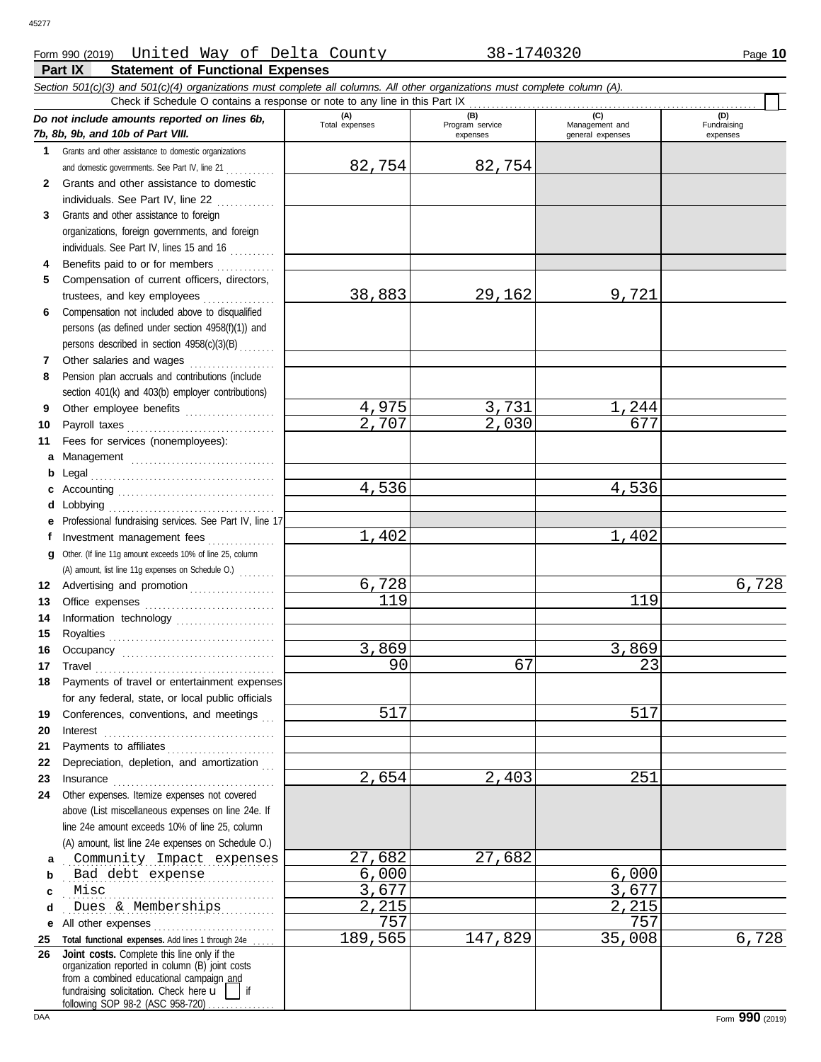Form 990 (2019) United Way of Delta County 38-1740320 Page **10**

## Part IX Statement of Functional Expenses

*Section 501(c)(3) and 501(c)(4) organizations must complete all columns. All other organizations must complete column (A).*

Check if Schedule O contains a response or note to any line in this Part IX . . . . . . . . . . ☐

| *Do not include amounts reported on lines 6b, 7b, 8b, 9b, and 10b of Part VIII.* | (A) Total expenses | (B) Program service expenses | (C) Management and general expenses | (D) Fundraising expenses |
|---|---|---|---|---|
| **1** Grants and other assistance to domestic organizations and domestic governments. See Part IV, line 21 | 82,754 | 82,754 | | |
| **2** Grants and other assistance to domestic individuals. See Part IV, line 22 | | | | |
| **3** Grants and other assistance to foreign organizations, foreign governments, and foreign individuals. See Part IV, lines 15 and 16 | | | | |
| **4** Benefits paid to or for members | | | | |
| **5** Compensation of current officers, directors, trustees, and key employees | 38,883 | 29,162 | 9,721 | |
| **6** Compensation not included above to disqualified persons (as defined under section 4958(f)(1)) and persons described in section 4958(c)(3)(B) | | | | |
| **7** Other salaries and wages | | | | |
| **8** Pension plan accruals and contributions (include section 401(k) and 403(b) employer contributions) | | | | |
| **9** Other employee benefits | 4,975 | 3,731 | 1,244 | |
| **10** Payroll taxes | 2,707 | 2,030 | 677 | |
| **11** Fees for services (nonemployees): | | | | |
| **a** Management | | | | |
| **b** Legal | | | | |
| **c** Accounting | 4,536 | | 4,536 | |
| **d** Lobbying | | | | |
| **e** Professional fundraising services. See Part IV, line 17 | | | | |
| **f** Investment management fees | 1,402 | | 1,402 | |
| **g** Other. (If line 11g amount exceeds 10% of line 25, column (A) amount, list line 11g expenses on Schedule O.) | | | | |
| **12** Advertising and promotion | 6,728 | | | 6,728 |
| **13** Office expenses | 119 | | 119 | |
| **14** Information technology | | | | |
| **15** Royalties | | | | |
| **16** Occupancy | 3,869 | | 3,869 | |
| **17** Travel | 90 | 67 | 23 | |
| **18** Payments of travel or entertainment expenses for any federal, state, or local public officials | | | | |
| **19** Conferences, conventions, and meetings | 517 | | 517 | |
| **20** Interest | | | | |
| **21** Payments to affiliates | | | | |
| **22** Depreciation, depletion, and amortization | | | | |
| **23** Insurance | 2,654 | 2,403 | 251 | |
| **24** Other expenses. Itemize expenses not covered above (List miscellaneous expenses on line 24e. If line 24e amount exceeds 10% of line 25, column (A) amount, list line 24e expenses on Schedule O.) | | | | |
| **a** Community Impact expenses | 27,682 | 27,682 | | |
| **b** Bad debt expense | 6,000 | | 6,000 | |
| **c** Misc | 3,677 | | 3,677 | |
| **d** Dues & Memberships | 2,215 | | 2,215 | |
| **e** All other expenses | 757 | | 757 | |
| **25** **Total functional expenses.** Add lines 1 through 24e | 189,565 | 147,829 | 35,008 | 6,728 |
| **26** **Joint costs.** Complete this line only if the organization reported in column (B) joint costs from a combined educational campaign and fundraising solicitation. Check here ☐ if following SOP 98-2 (ASC 958-720) | | | | |

Form **990** (2019)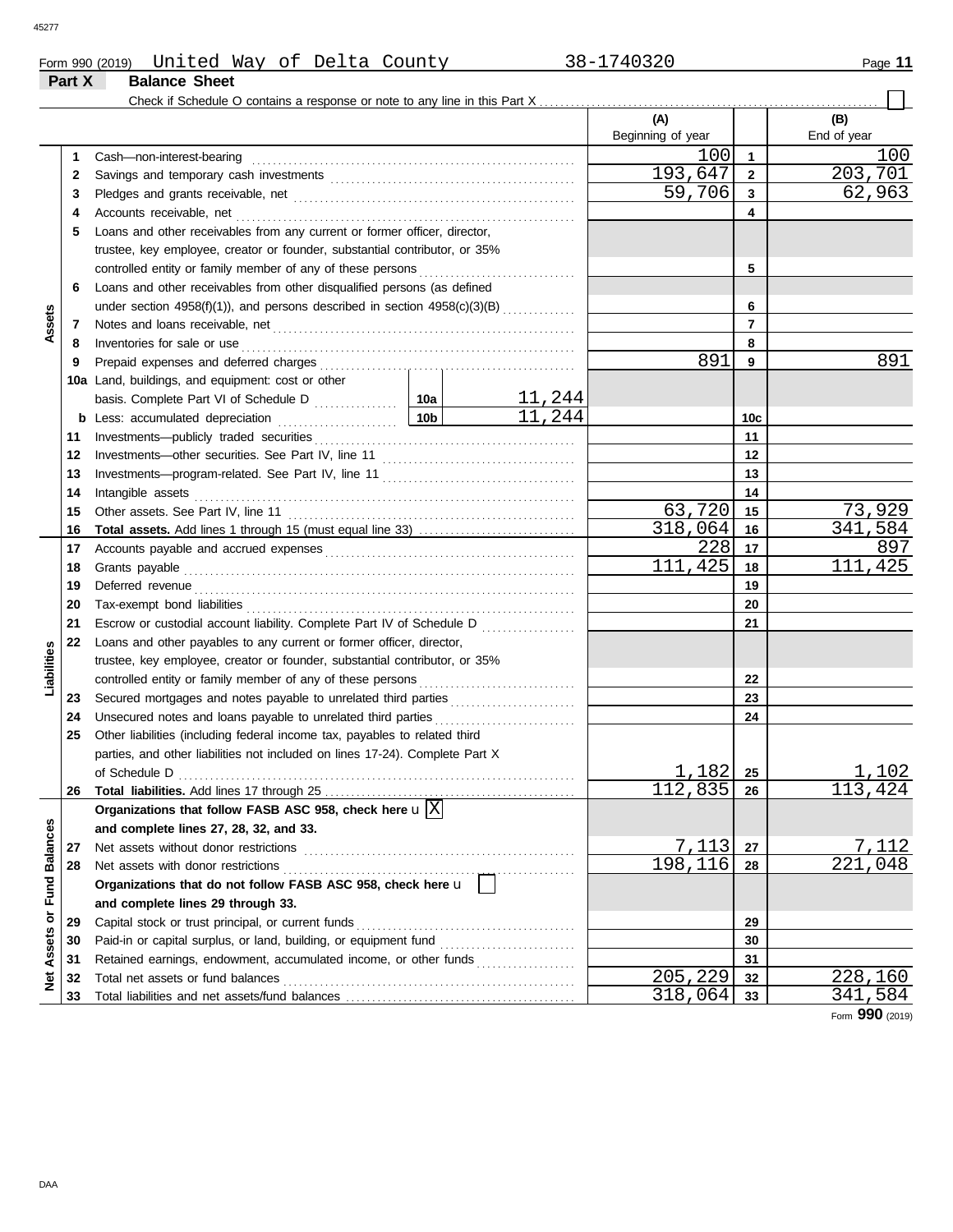Form 990 (2019) United Way of Delta County 38-1740320

## Part X Balance Sheet

Check if Schedule O contains a response or note to any line in this Part X ☐

| | Line | Description | | | (A) Beginning of year | | (B) End of year |
|---|---|---|---|---|---|---|---|
| Assets | 1 | Cash—non-interest-bearing | | | 100 | 1 | 100 |
| | 2 | Savings and temporary cash investments | | | 193,647 | 2 | 203,701 |
| | 3 | Pledges and grants receivable, net | | | 59,706 | 3 | 62,963 |
| | 4 | Accounts receivable, net | | | | 4 | |
| | 5 | Loans and other receivables from any current or former officer, director, trustee, key employee, creator or founder, substantial contributor, or 35% controlled entity or family member of any of these persons | | | | 5 | |
| | 6 | Loans and other receivables from other disqualified persons (as defined under section 4958(f)(1)), and persons described in section 4958(c)(3)(B) | | | | 6 | |
| | 7 | Notes and loans receivable, net | | | | 7 | |
| | 8 | Inventories for sale or use | | | | 8 | |
| | 9 | Prepaid expenses and deferred charges | | | 891 | 9 | 891 |
| | 10a | Land, buildings, and equipment: cost or other basis. Complete Part VI of Schedule D | 10a | 11,244 | | | |
| | b | Less: accumulated depreciation | 10b | 11,244 | | 10c | |
| | 11 | Investments—publicly traded securities | | | | 11 | |
| | 12 | Investments—other securities. See Part IV, line 11 | | | | 12 | |
| | 13 | Investments—program-related. See Part IV, line 11 | | | | 13 | |
| | 14 | Intangible assets | | | | 14 | |
| | 15 | Other assets. See Part IV, line 11 | | | 63,720 | 15 | 73,929 |
| | 16 | **Total assets.** Add lines 1 through 15 (must equal line 33) | | | 318,064 | 16 | 341,584 |
| Liabilities | 17 | Accounts payable and accrued expenses | | | 228 | 17 | 897 |
| | 18 | Grants payable | | | 111,425 | 18 | 111,425 |
| | 19 | Deferred revenue | | | | 19 | |
| | 20 | Tax-exempt bond liabilities | | | | 20 | |
| | 21 | Escrow or custodial account liability. Complete Part IV of Schedule D | | | | 21 | |
| | 22 | Loans and other payables to any current or former officer, director, trustee, key employee, creator or founder, substantial contributor, or 35% controlled entity or family member of any of these persons | | | | 22 | |
| | 23 | Secured mortgages and notes payable to unrelated third parties | | | | 23 | |
| | 24 | Unsecured notes and loans payable to unrelated third parties | | | | 24 | |
| | 25 | Other liabilities (including federal income tax, payables to related third parties, and other liabilities not included on lines 17-24). Complete Part X of Schedule D | | | 1,182 | 25 | 1,102 |
| | 26 | **Total liabilities.** Add lines 17 through 25 | | | 112,835 | 26 | 113,424 |
| Net Assets or Fund Balances | | **Organizations that follow FASB ASC 958, check here** u ☒ **and complete lines 27, 28, 32, and 33.** | | | | | |
| | 27 | Net assets without donor restrictions | | | 7,113 | 27 | 7,112 |
| | 28 | Net assets with donor restrictions | | | 198,116 | 28 | 221,048 |
| | | **Organizations that do not follow FASB ASC 958, check here** u ☐ **and complete lines 29 through 33.** | | | | | |
| | 29 | Capital stock or trust principal, or current funds | | | | 29 | |
| | 30 | Paid-in or capital surplus, or land, building, or equipment fund | | | | 30 | |
| | 31 | Retained earnings, endowment, accumulated income, or other funds | | | | 31 | |
| | 32 | Total net assets or fund balances | | | 205,229 | 32 | 228,160 |
| | 33 | Total liabilities and net assets/fund balances | | | 318,064 | 33 | 341,584 |

Form **990** (2019)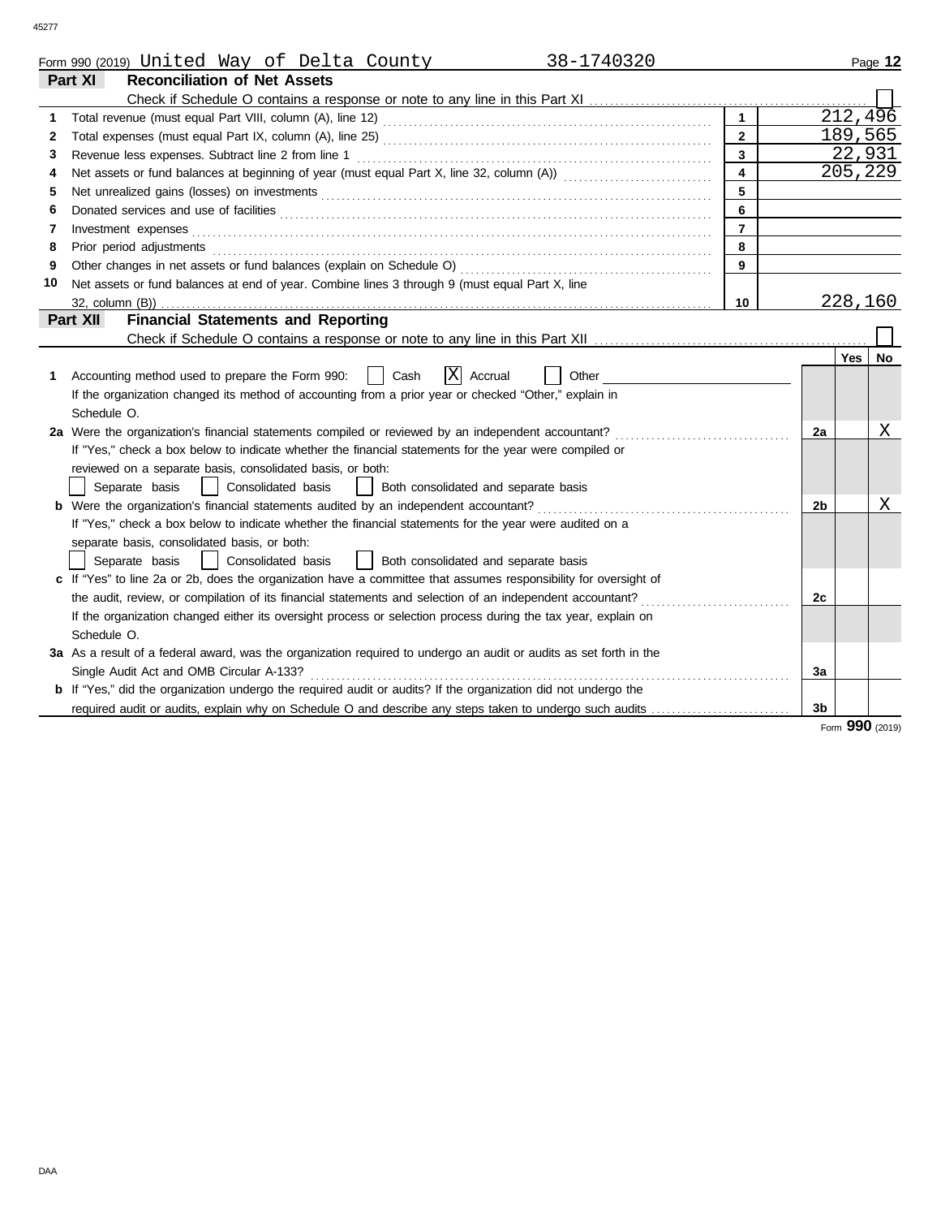Form 990 (2019) United Way of Delta County 38-1740320

## Part XI Reconciliation of Net Assets

Check if Schedule O contains a response or note to any line in this Part XI ☐

| | | | |
|---|---|---|---|
| 1 | Total revenue (must equal Part VIII, column (A), line 12) | 1 | 212,496 |
| 2 | Total expenses (must equal Part IX, column (A), line 25) | 2 | 189,565 |
| 3 | Revenue less expenses. Subtract line 2 from line 1 | 3 | 22,931 |
| 4 | Net assets or fund balances at beginning of year (must equal Part X, line 32, column (A)) | 4 | 205,229 |
| 5 | Net unrealized gains (losses) on investments | 5 | |
| 6 | Donated services and use of facilities | 6 | |
| 7 | Investment expenses | 7 | |
| 8 | Prior period adjustments | 8 | |
| 9 | Other changes in net assets or fund balances (explain on Schedule O) | 9 | |
| 10 | Net assets or fund balances at end of year. Combine lines 3 through 9 (must equal Part X, line 32, column (B)) | 10 | 228,160 |

## Part XII Financial Statements and Reporting

Check if Schedule O contains a response or note to any line in this Part XII ☐

| | | | Yes | No |
|---|---|---|---|---|
| 1 | Accounting method used to prepare the Form 990: ☐ Cash ☒ Accrual ☐ Other<br>If the organization changed its method of accounting from a prior year or checked "Other," explain in Schedule O. | | | |
| 2a | Were the organization's financial statements compiled or reviewed by an independent accountant?<br>If "Yes," check a box below to indicate whether the financial statements for the year were compiled or reviewed on a separate basis, consolidated basis, or both:<br>☐ Separate basis ☐ Consolidated basis ☐ Both consolidated and separate basis | 2a | | X |
| b | Were the organization's financial statements audited by an independent accountant?<br>If "Yes," check a box below to indicate whether the financial statements for the year were audited on a separate basis, consolidated basis, or both:<br>☐ Separate basis ☐ Consolidated basis ☐ Both consolidated and separate basis | 2b | | X |
| c | If "Yes" to line 2a or 2b, does the organization have a committee that assumes responsibility for oversight of the audit, review, or compilation of its financial statements and selection of an independent accountant?<br>If the organization changed either its oversight process or selection process during the tax year, explain on Schedule O. | 2c | | |
| 3a | As a result of a federal award, was the organization required to undergo an audit or audits as set forth in the Single Audit Act and OMB Circular A-133? | 3a | | |
| b | If "Yes," did the organization undergo the required audit or audits? If the organization did not undergo the required audit or audits, explain why on Schedule O and describe any steps taken to undergo such audits | 3b | | |

Form **990** (2019)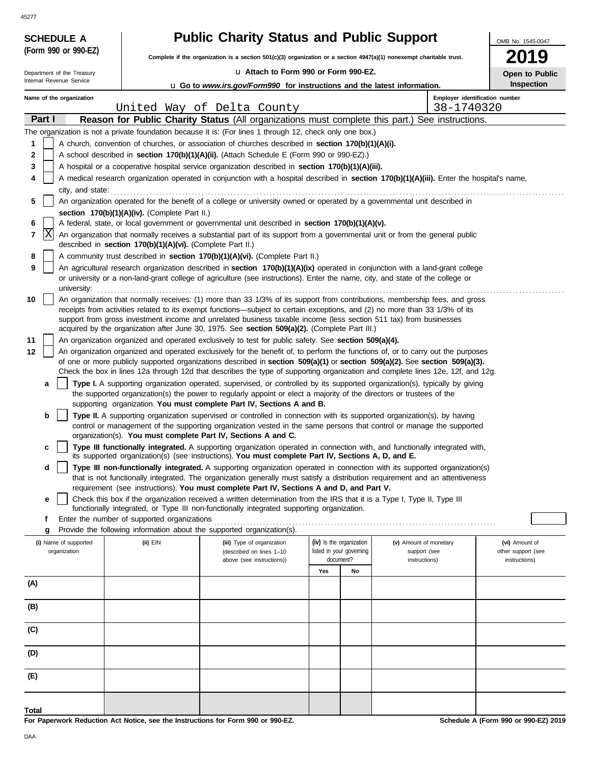45277

**SCHEDULE A**
**(Form 990 or 990-EZ)**

Department of the Treasury
Internal Revenue Service

# Public Charity Status and Public Support

**Complete if the organization is a section 501(c)(3) organization or a section 4947(a)(1) nonexempt charitable trust.**

u **Attach to Form 990 or Form 990-EZ.**

u **Go to** ***www.irs.gov/Form990*** **for instructions and the latest information.**

OMB No. 1545-0047

**2019**

**Open to Public Inspection**

**Name of the organization**
United Way of Delta County

**Employer identification number**
38-1740320

**Part I** **Reason for Public Charity Status** (All organizations must complete this part.) See instructions.

The organization is not a private foundation because it is: (For lines 1 through 12, check only one box.)

1 [ ] A church, convention of churches, or association of churches described in **section 170(b)(1)(A)(i).**

2 [ ] A school described in **section 170(b)(1)(A)(ii).** (Attach Schedule E (Form 990 or 990-EZ).)

3 [ ] A hospital or a cooperative hospital service organization described in **section 170(b)(1)(A)(iii).**

4 [ ] A medical research organization operated in conjunction with a hospital described in **section 170(b)(1)(A)(iii).** Enter the hospital's name, city, and state:

5 [ ] An organization operated for the benefit of a college or university owned or operated by a governmental unit described in **section 170(b)(1)(A)(iv).** (Complete Part II.)

6 [ ] A federal, state, or local government or governmental unit described in **section 170(b)(1)(A)(v).**

7 [X] An organization that normally receives a substantial part of its support from a governmental unit or from the general public described in **section 170(b)(1)(A)(vi).** (Complete Part II.)

8 [ ] A community trust described in **section 170(b)(1)(A)(vi).** (Complete Part II.)

9 [ ] An agricultural research organization described in **section 170(b)(1)(A)(ix)** operated in conjunction with a land-grant college or university or a non-land-grant college of agriculture (see instructions). Enter the name, city, and state of the college or university:

10 [ ] An organization that normally receives: (1) more than 33 1/3% of its support from contributions, membership fees, and gross receipts from activities related to its exempt functions—subject to certain exceptions, and (2) no more than 33 1/3% of its support from gross investment income and unrelated business taxable income (less section 511 tax) from businesses acquired by the organization after June 30, 1975. See **section 509(a)(2).** (Complete Part III.)

11 [ ] An organization organized and operated exclusively to test for public safety. See **section 509(a)(4).**

12 [ ] An organization organized and operated exclusively for the benefit of, to perform the functions of, or to carry out the purposes of one or more publicly supported organizations described in **section 509(a)(1)** or **section 509(a)(2).** See **section 509(a)(3).** Check the box in lines 12a through 12d that describes the type of supporting organization and complete lines 12e, 12f, and 12g.

a [ ] **Type I.** A supporting organization operated, supervised, or controlled by its supported organization(s), typically by giving the supported organization(s) the power to regularly appoint or elect a majority of the directors or trustees of the supporting organization. **You must complete Part IV, Sections A and B.**

b [ ] **Type II.** A supporting organization supervised or controlled in connection with its supported organization(s), by having control or management of the supporting organization vested in the same persons that control or manage the supported organization(s). **You must complete Part IV, Sections A and C.**

c [ ] **Type III functionally integrated.** A supporting organization operated in connection with, and functionally integrated with, its supported organization(s) (see instructions). **You must complete Part IV, Sections A, D, and E.**

d [ ] **Type III non-functionally integrated.** A supporting organization operated in connection with its supported organization(s) that is not functionally integrated. The organization generally must satisfy a distribution requirement and an attentiveness requirement (see instructions). **You must complete Part IV, Sections A and D, and Part V.**

e [ ] Check this box if the organization received a written determination from the IRS that it is a Type I, Type II, Type III functionally integrated, or Type III non-functionally integrated supporting organization.

f Enter the number of supported organizations

g Provide the following information about the supported organization(s).

| (i) Name of supported organization | (ii) EIN | (iii) Type of organization (described on lines 1–10 above (see instructions)) | (iv) Is the organization listed in your governing document? Yes | No | (v) Amount of monetary support (see instructions) | (vi) Amount of other support (see instructions) |
|---|---|---|---|---|---|---|
| (A) | | | | | | |
| (B) | | | | | | |
| (C) | | | | | | |
| (D) | | | | | | |
| (E) | | | | | | |
| **Total** | | | | | | |

**For Paperwork Reduction Act Notice, see the Instructions for Form 990 or 990-EZ.**

**Schedule A (Form 990 or 990-EZ) 2019**

DAA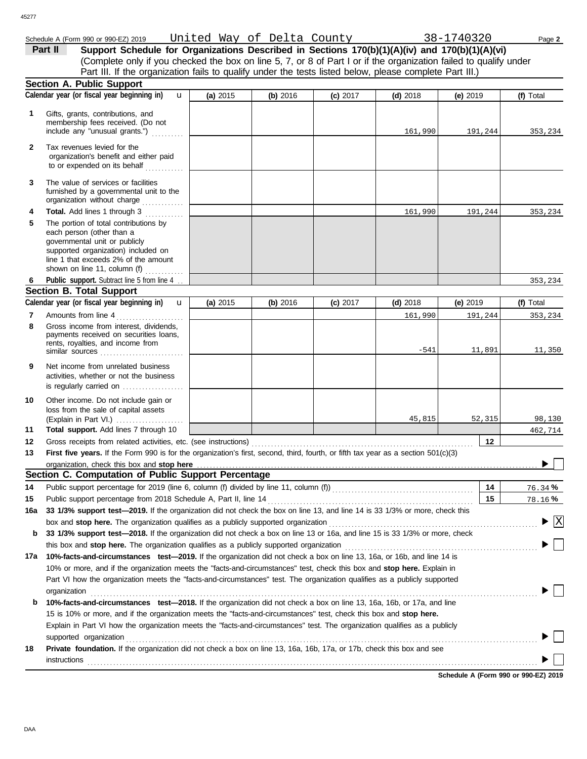Schedule A (Form 990 or 990-EZ) 2019 United Way of Delta County 38-1740320 Page **2**

**Part II** **Support Schedule for Organizations Described in Sections 170(b)(1)(A)(iv) and 170(b)(1)(A)(vi)**
(Complete only if you checked the box on line 5, 7, or 8 of Part I or if the organization failed to qualify under Part III. If the organization fails to qualify under the tests listed below, please complete Part III.)

**Section A. Public Support**

| | Calendar year (or fiscal year beginning in) | (a) 2015 | (b) 2016 | (c) 2017 | (d) 2018 | (e) 2019 | (f) Total |
|---|---|---|---|---|---|---|---|
| 1 | Gifts, grants, contributions, and membership fees received. (Do not include any "unusual grants.") | | | | 161,990 | 191,244 | 353,234 |
| 2 | Tax revenues levied for the organization's benefit and either paid to or expended on its behalf | | | | | | |
| 3 | The value of services or facilities furnished by a governmental unit to the organization without charge | | | | | | |
| 4 | **Total.** Add lines 1 through 3 | | | | 161,990 | 191,244 | 353,234 |
| 5 | The portion of total contributions by each person (other than a governmental unit or publicly supported organization) included on line 1 that exceeds 2% of the amount shown on line 11, column (f) | | | | | | |
| 6 | **Public support.** Subtract line 5 from line 4 | | | | | | 353,234 |

**Section B. Total Support**

| | Calendar year (or fiscal year beginning in) | (a) 2015 | (b) 2016 | (c) 2017 | (d) 2018 | (e) 2019 | (f) Total |
|---|---|---|---|---|---|---|---|
| 7 | Amounts from line 4 | | | | 161,990 | 191,244 | 353,234 |
| 8 | Gross income from interest, dividends, payments received on securities loans, rents, royalties, and income from similar sources | | | | -541 | 11,891 | 11,350 |
| 9 | Net income from unrelated business activities, whether or not the business is regularly carried on | | | | | | |
| 10 | Other income. Do not include gain or loss from the sale of capital assets (Explain in Part VI.) | | | | 45,815 | 52,315 | 98,130 |
| 11 | **Total support.** Add lines 7 through 10 | | | | | | 462,714 |

12 Gross receipts from related activities, etc. (see instructions) 12

13 **First five years.** If the Form 990 is for the organization's first, second, third, fourth, or fifth tax year as a section 501(c)(3) organization, check this box and **stop here** ☐

**Section C. Computation of Public Support Percentage**

14 Public support percentage for 2019 (line 6, column (f) divided by line 11, column (f)) 14 76.34 **%**

15 Public support percentage from 2018 Schedule A, Part II, line 14 15 78.16 **%**

16a **33 1/3% support test—2019.** If the organization did not check the box on line 13, and line 14 is 33 1/3% or more, check this box and **stop here.** The organization qualifies as a publicly supported organization ☒

b **33 1/3% support test—2018.** If the organization did not check a box on line 13 or 16a, and line 15 is 33 1/3% or more, check this box and **stop here.** The organization qualifies as a publicly supported organization ☐

17a **10%-facts-and-circumstances test—2019.** If the organization did not check a box on line 13, 16a, or 16b, and line 14 is 10% or more, and if the organization meets the "facts-and-circumstances" test, check this box and **stop here.** Explain in Part VI how the organization meets the "facts-and-circumstances" test. The organization qualifies as a publicly supported organization ☐

b **10%-facts-and-circumstances test—2018.** If the organization did not check a box on line 13, 16a, 16b, or 17a, and line 15 is 10% or more, and if the organization meets the "facts-and-circumstances" test, check this box and **stop here.** Explain in Part VI how the organization meets the "facts-and-circumstances" test. The organization qualifies as a publicly supported organization ☐

18 **Private foundation.** If the organization did not check a box on line 13, 16a, 16b, 17a, or 17b, check this box and see instructions ☐

**Schedule A (Form 990 or 990-EZ) 2019**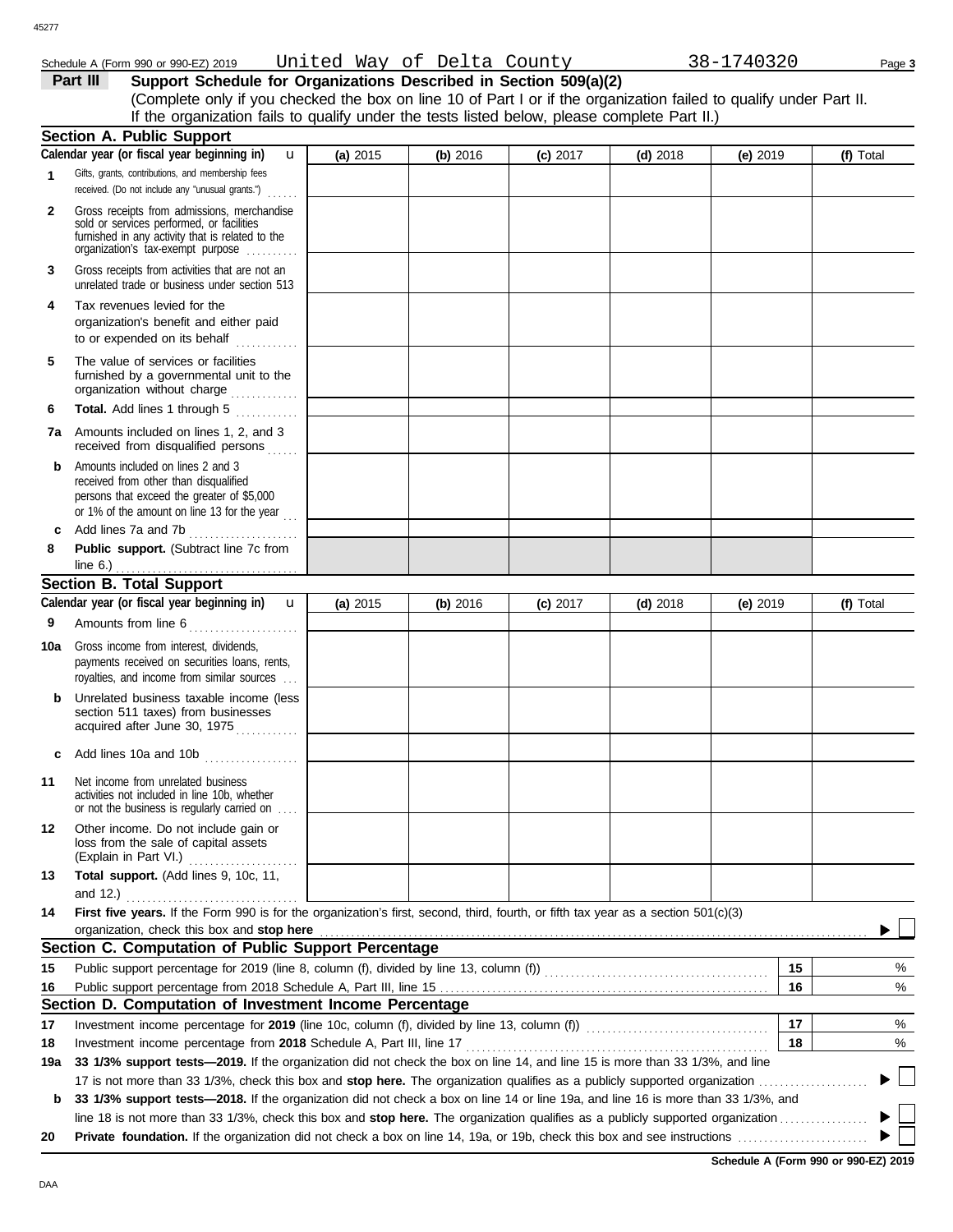Schedule A (Form 990 or 990-EZ) 2019 United Way of Delta County 38-1740320 Page 3

**Part III** **Support Schedule for Organizations Described in Section 509(a)(2)**

(Complete only if you checked the box on line 10 of Part I or if the organization failed to qualify under Part II. If the organization fails to qualify under the tests listed below, please complete Part II.)

## Section A. Public Support

| Calendar year (or fiscal year beginning in) | (a) 2015 | (b) 2016 | (c) 2017 | (d) 2018 | (e) 2019 | (f) Total |
|---|---|---|---|---|---|---|
| **1** Gifts, grants, contributions, and membership fees received. (Do not include any "unusual grants.") | | | | | | |
| **2** Gross receipts from admissions, merchandise sold or services performed, or facilities furnished in any activity that is related to the organization's tax-exempt purpose | | | | | | |
| **3** Gross receipts from activities that are not an unrelated trade or business under section 513 | | | | | | |
| **4** Tax revenues levied for the organization's benefit and either paid to or expended on its behalf | | | | | | |
| **5** The value of services or facilities furnished by a governmental unit to the organization without charge | | | | | | |
| **6** **Total.** Add lines 1 through 5 | | | | | | |
| **7a** Amounts included on lines 1, 2, and 3 received from disqualified persons | | | | | | |
| **b** Amounts included on lines 2 and 3 received from other than disqualified persons that exceed the greater of $5,000 or 1% of the amount on line 13 for the year | | | | | | |
| **c** Add lines 7a and 7b | | | | | | |
| **8** **Public support.** (Subtract line 7c from line 6.) | | | | | | |

## Section B. Total Support

| Calendar year (or fiscal year beginning in) | (a) 2015 | (b) 2016 | (c) 2017 | (d) 2018 | (e) 2019 | (f) Total |
|---|---|---|---|---|---|---|
| **9** Amounts from line 6 | | | | | | |
| **10a** Gross income from interest, dividends, payments received on securities loans, rents, royalties, and income from similar sources | | | | | | |
| **b** Unrelated business taxable income (less section 511 taxes) from businesses acquired after June 30, 1975 | | | | | | |
| **c** Add lines 10a and 10b | | | | | | |
| **11** Net income from unrelated business activities not included in line 10b, whether or not the business is regularly carried on | | | | | | |
| **12** Other income. Do not include gain or loss from the sale of capital assets (Explain in Part VI.) | | | | | | |
| **13** **Total support.** (Add lines 9, 10c, 11, and 12.) | | | | | | |

**14** **First five years.** If the Form 990 is for the organization's first, second, third, fourth, or fifth tax year as a section 501(c)(3) organization, check this box and **stop here** ☐

## Section C. Computation of Public Support Percentage

| | | | |
|---|---|---|---|
| **15** | Public support percentage for 2019 (line 8, column (f), divided by line 13, column (f)) | 15 | % |
| **16** | Public support percentage from 2018 Schedule A, Part III, line 15 | 16 | % |

## Section D. Computation of Investment Income Percentage

| | | | |
|---|---|---|---|
| **17** | Investment income percentage for **2019** (line 10c, column (f), divided by line 13, column (f)) | 17 | % |
| **18** | Investment income percentage from **2018** Schedule A, Part III, line 17 | 18 | % |

**19a** **33 1/3% support tests—2019.** If the organization did not check the box on line 14, and line 15 is more than 33 1/3%, and line 17 is not more than 33 1/3%, check this box and **stop here.** The organization qualifies as a publicly supported organization ☐

**b** **33 1/3% support tests—2018.** If the organization did not check a box on line 14 or line 19a, and line 16 is more than 33 1/3%, and line 18 is not more than 33 1/3%, check this box and **stop here.** The organization qualifies as a publicly supported organization ☐

**20** **Private foundation.** If the organization did not check a box on line 14, 19a, or 19b, check this box and see instructions ☐

**Schedule A (Form 990 or 990-EZ) 2019**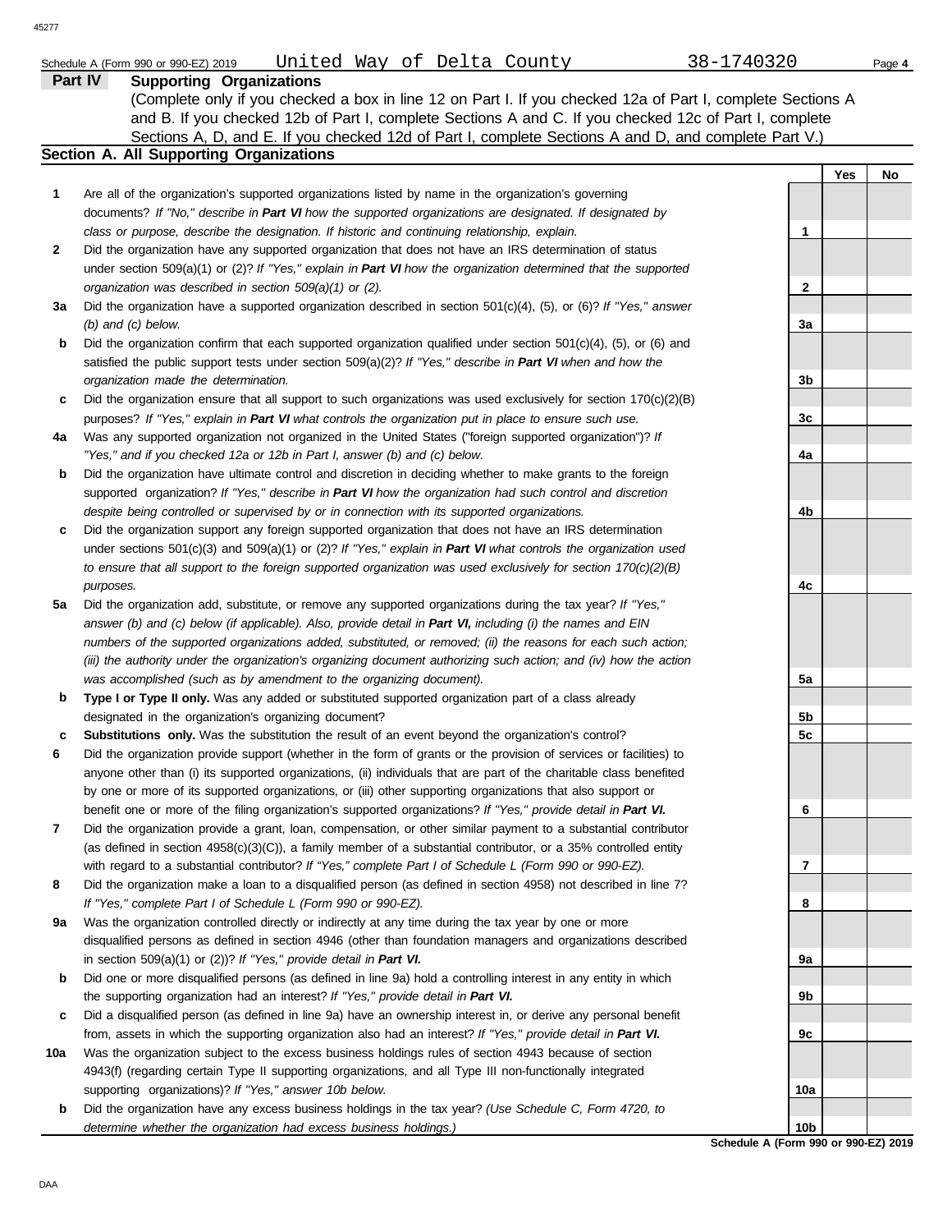Schedule A (Form 990 or 990-EZ) 2019 United Way of Delta County 38-1740320 Page **4**

## Part IV Supporting Organizations

(Complete only if you checked a box in line 12 on Part I. If you checked 12a of Part I, complete Sections A and B. If you checked 12b of Part I, complete Sections A and C. If you checked 12c of Part I, complete Sections A, D, and E. If you checked 12d of Part I, complete Sections A and D, and complete Part V.)

### Section A. All Supporting Organizations

| | | | Yes | No |
|---|---|---|---|---|
| **1** | Are all of the organization's supported organizations listed by name in the organization's governing documents? *If "No," describe in **Part VI** how the supported organizations are designated. If designated by class or purpose, describe the designation. If historic and continuing relationship, explain.* | **1** | | |
| **2** | Did the organization have any supported organization that does not have an IRS determination of status under section 509(a)(1) or (2)? *If "Yes," explain in **Part VI** how the organization determined that the supported organization was described in section 509(a)(1) or (2).* | **2** | | |
| **3a** | Did the organization have a supported organization described in section 501(c)(4), (5), or (6)? *If "Yes," answer (b) and (c) below.* | **3a** | | |
| **b** | Did the organization confirm that each supported organization qualified under section 501(c)(4), (5), or (6) and satisfied the public support tests under section 509(a)(2)? *If "Yes," describe in **Part VI** when and how the organization made the determination.* | **3b** | | |
| **c** | Did the organization ensure that all support to such organizations was used exclusively for section 170(c)(2)(B) purposes? *If "Yes," explain in **Part VI** what controls the organization put in place to ensure such use.* | **3c** | | |
| **4a** | Was any supported organization not organized in the United States ("foreign supported organization")? *If "Yes," and if you checked 12a or 12b in Part I, answer (b) and (c) below.* | **4a** | | |
| **b** | Did the organization have ultimate control and discretion in deciding whether to make grants to the foreign supported organization? *If "Yes," describe in **Part VI** how the organization had such control and discretion despite being controlled or supervised by or in connection with its supported organizations.* | **4b** | | |
| **c** | Did the organization support any foreign supported organization that does not have an IRS determination under sections 501(c)(3) and 509(a)(1) or (2)? *If "Yes," explain in **Part VI** what controls the organization used to ensure that all support to the foreign supported organization was used exclusively for section 170(c)(2)(B) purposes.* | **4c** | | |
| **5a** | Did the organization add, substitute, or remove any supported organizations during the tax year? *If "Yes," answer (b) and (c) below (if applicable). Also, provide detail in **Part VI,** including (i) the names and EIN numbers of the supported organizations added, substituted, or removed; (ii) the reasons for each such action; (iii) the authority under the organization's organizing document authorizing such action; and (iv) how the action was accomplished (such as by amendment to the organizing document).* | **5a** | | |
| **b** | **Type I or Type II only.** Was any added or substituted supported organization part of a class already designated in the organization's organizing document? | **5b** | | |
| **c** | **Substitutions only.** Was the substitution the result of an event beyond the organization's control? | **5c** | | |
| **6** | Did the organization provide support (whether in the form of grants or the provision of services or facilities) to anyone other than (i) its supported organizations, (ii) individuals that are part of the charitable class benefited by one or more of its supported organizations, or (iii) other supporting organizations that also support or benefit one or more of the filing organization's supported organizations? *If "Yes," provide detail in **Part VI.*** | **6** | | |
| **7** | Did the organization provide a grant, loan, compensation, or other similar payment to a substantial contributor (as defined in section 4958(c)(3)(C)), a family member of a substantial contributor, or a 35% controlled entity with regard to a substantial contributor? *If "Yes," complete Part I of Schedule L (Form 990 or 990-EZ).* | **7** | | |
| **8** | Did the organization make a loan to a disqualified person (as defined in section 4958) not described in line 7? *If "Yes," complete Part I of Schedule L (Form 990 or 990-EZ).* | **8** | | |
| **9a** | Was the organization controlled directly or indirectly at any time during the tax year by one or more disqualified persons as defined in section 4946 (other than foundation managers and organizations described in section 509(a)(1) or (2))? *If "Yes," provide detail in **Part VI.*** | **9a** | | |
| **b** | Did one or more disqualified persons (as defined in line 9a) hold a controlling interest in any entity in which the supporting organization had an interest? *If "Yes," provide detail in **Part VI.*** | **9b** | | |
| **c** | Did a disqualified person (as defined in line 9a) have an ownership interest in, or derive any personal benefit from, assets in which the supporting organization also had an interest? *If "Yes," provide detail in **Part VI.*** | **9c** | | |
| **10a** | Was the organization subject to the excess business holdings rules of section 4943 because of section 4943(f) (regarding certain Type II supporting organizations, and all Type III non-functionally integrated supporting organizations)? *If "Yes," answer 10b below.* | **10a** | | |
| **b** | Did the organization have any excess business holdings in the tax year? *(Use Schedule C, Form 4720, to determine whether the organization had excess business holdings.)* | **10b** | | |

**Schedule A (Form 990 or 990-EZ) 2019**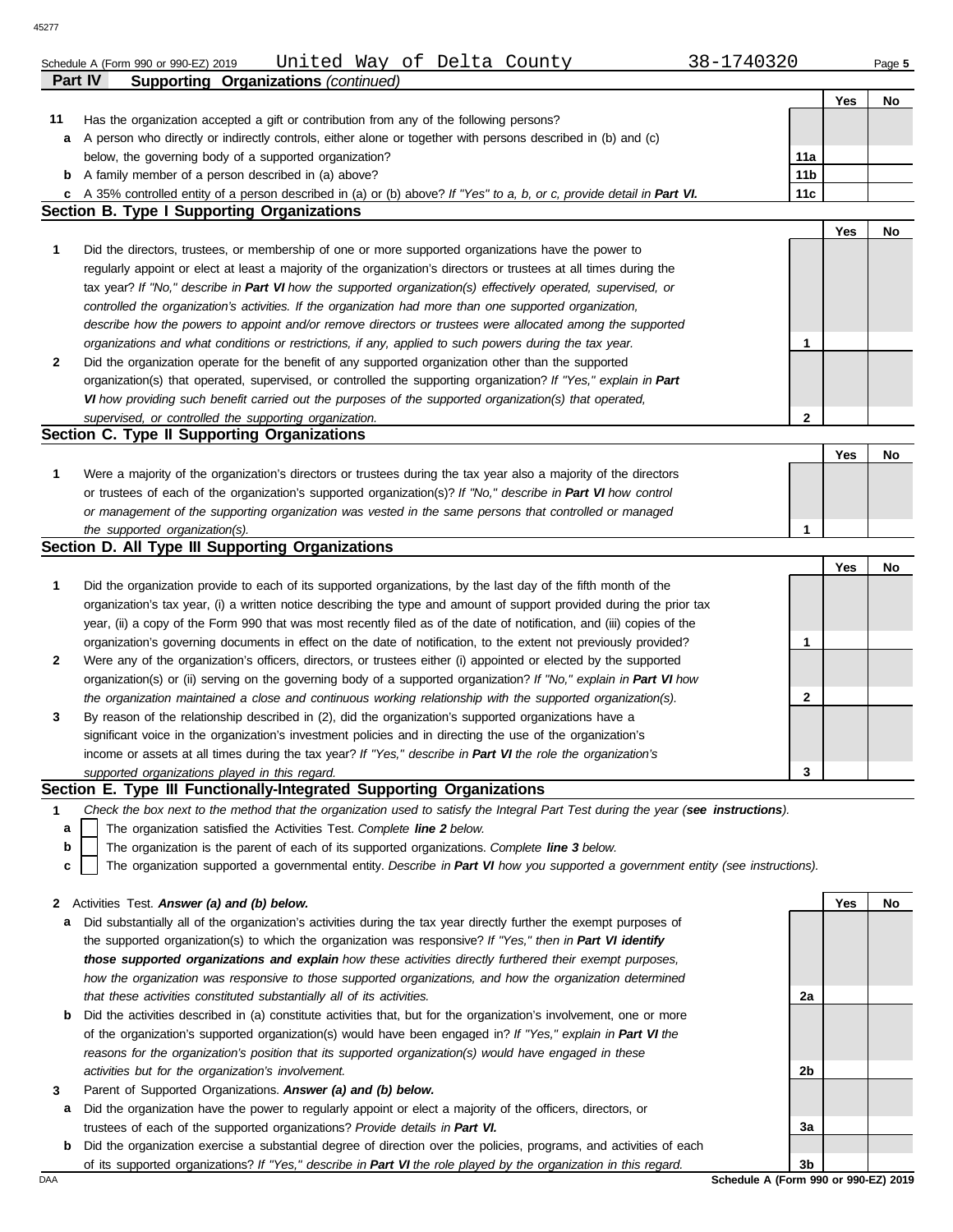Schedule A (Form 990 or 990-EZ) 2019 United Way of Delta County 38-1740320 Page 5

**Part IV Supporting Organizations** *(continued)*

| | | | Yes | No |
|---|---|---|---|---|
| **11** | Has the organization accepted a gift or contribution from any of the following persons? | | | |
| **a** | A person who directly or indirectly controls, either alone or together with persons described in (b) and (c) below, the governing body of a supported organization? | 11a | | |
| **b** | A family member of a person described in (a) above? | 11b | | |
| **c** | A 35% controlled entity of a person described in (a) or (b) above? *If "Yes" to a, b, or c, provide detail in **Part VI.*** | 11c | | |

## Section B. Type I Supporting Organizations

| | | | Yes | No |
|---|---|---|---|---|
| **1** | Did the directors, trustees, or membership of one or more supported organizations have the power to regularly appoint or elect at least a majority of the organization's directors or trustees at all times during the tax year? *If "No," describe in **Part VI** how the supported organization(s) effectively operated, supervised, or controlled the organization's activities. If the organization had more than one supported organization, describe how the powers to appoint and/or remove directors or trustees were allocated among the supported organizations and what conditions or restrictions, if any, applied to such powers during the tax year.* | 1 | | |
| **2** | Did the organization operate for the benefit of any supported organization other than the supported organization(s) that operated, supervised, or controlled the supporting organization? *If "Yes," explain in **Part VI** how providing such benefit carried out the purposes of the supported organization(s) that operated, supervised, or controlled the supporting organization.* | 2 | | |

## Section C. Type II Supporting Organizations

| | | | Yes | No |
|---|---|---|---|---|
| **1** | Were a majority of the organization's directors or trustees during the tax year also a majority of the directors or trustees of each of the organization's supported organization(s)? *If "No," describe in **Part VI** how control or management of the supporting organization was vested in the same persons that controlled or managed the supported organization(s).* | 1 | | |

## Section D. All Type III Supporting Organizations

| | | | Yes | No |
|---|---|---|---|---|
| **1** | Did the organization provide to each of its supported organizations, by the last day of the fifth month of the organization's tax year, (i) a written notice describing the type and amount of support provided during the prior tax year, (ii) a copy of the Form 990 that was most recently filed as of the date of notification, and (iii) copies of the organization's governing documents in effect on the date of notification, to the extent not previously provided? | 1 | | |
| **2** | Were any of the organization's officers, directors, or trustees either (i) appointed or elected by the supported organization(s) or (ii) serving on the governing body of a supported organization? *If "No," explain in **Part VI** how the organization maintained a close and continuous working relationship with the supported organization(s).* | 2 | | |
| **3** | By reason of the relationship described in (2), did the organization's supported organizations have a significant voice in the organization's investment policies and in directing the use of the organization's income or assets at all times during the tax year? *If "Yes," describe in **Part VI** the role the organization's supported organizations played in this regard.* | 3 | | |

## Section E. Type III Functionally-Integrated Supporting Organizations

**1** *Check the box next to the method that the organization used to satisfy the Integral Part Test during the year (**see instructions**).*

- **a** ☐ The organization satisfied the Activities Test. *Complete **line 2** below.*
- **b** ☐ The organization is the parent of each of its supported organizations. *Complete **line 3** below.*
- **c** ☐ The organization supported a governmental entity. *Describe in **Part VI** how you supported a government entity (see instructions).*

| | | | Yes | No |
|---|---|---|---|---|
| **2** | Activities Test. ***Answer (a) and (b) below.*** | | | |
| **a** | Did substantially all of the organization's activities during the tax year directly further the exempt purposes of the supported organization(s) to which the organization was responsive? *If "Yes," then in **Part VI identify those supported organizations and explain** how these activities directly furthered their exempt purposes, how the organization was responsive to those supported organizations, and how the organization determined that these activities constituted substantially all of its activities.* | 2a | | |
| **b** | Did the activities described in (a) constitute activities that, but for the organization's involvement, one or more of the organization's supported organization(s) would have been engaged in? *If "Yes," explain in **Part VI** the reasons for the organization's position that its supported organization(s) would have engaged in these activities but for the organization's involvement.* | 2b | | |
| **3** | Parent of Supported Organizations. ***Answer (a) and (b) below.*** | | | |
| **a** | Did the organization have the power to regularly appoint or elect a majority of the officers, directors, or trustees of each of the supported organizations? ***Provide details in Part VI.*** | 3a | | |
| **b** | Did the organization exercise a substantial degree of direction over the policies, programs, and activities of each of its supported organizations? *If "Yes," describe in **Part VI** the role played by the organization in this regard.* | 3b | | |

DAA **Schedule A (Form 990 or 990-EZ) 2019**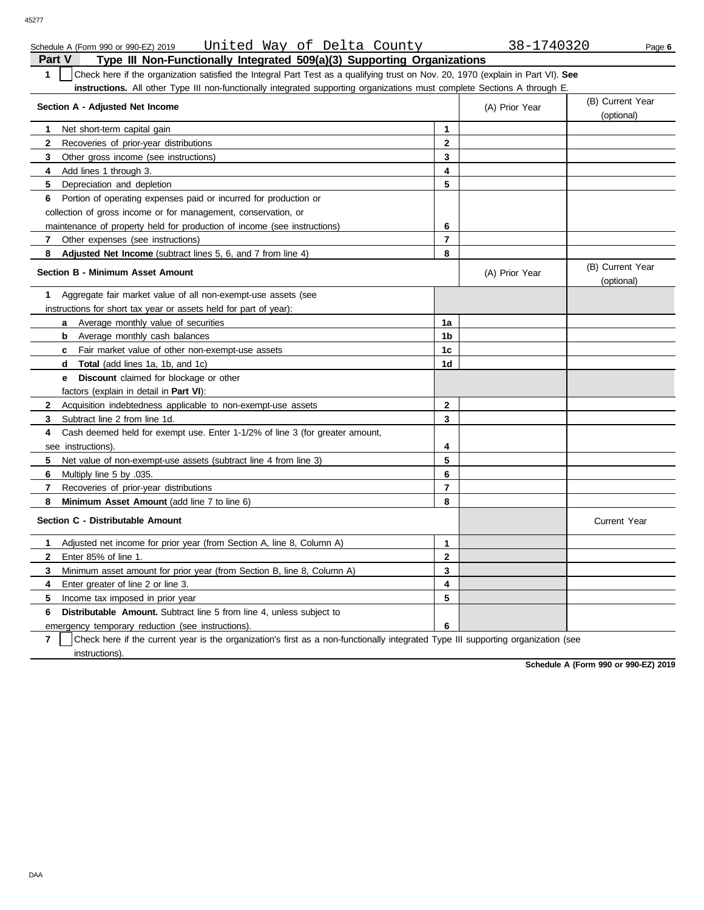Schedule A (Form 990 or 990-EZ) 2019 United Way of Delta County 38-1740320

## Part V Type III Non-Functionally Integrated 509(a)(3) Supporting Organizations

**1** ☐ Check here if the organization satisfied the Integral Part Test as a qualifying trust on Nov. 20, 1970 (explain in Part VI). **See instructions.** All other Type III non-functionally integrated supporting organizations must complete Sections A through E.

| Section A - Adjusted Net Income | | (A) Prior Year | (B) Current Year (optional) |
|---|---|---|---|
| **1** Net short-term capital gain | 1 | | |
| **2** Recoveries of prior-year distributions | 2 | | |
| **3** Other gross income (see instructions) | 3 | | |
| **4** Add lines 1 through 3. | 4 | | |
| **5** Depreciation and depletion | 5 | | |
| **6** Portion of operating expenses paid or incurred for production or collection of gross income or for management, conservation, or maintenance of property held for production of income (see instructions) | 6 | | |
| **7** Other expenses (see instructions) | 7 | | |
| **8** **Adjusted Net Income** (subtract lines 5, 6, and 7 from line 4) | 8 | | |

| Section B - Minimum Asset Amount | | (A) Prior Year | (B) Current Year (optional) |
|---|---|---|---|
| **1** Aggregate fair market value of all non-exempt-use assets (see instructions for short tax year or assets held for part of year): | | | |
| **a** Average monthly value of securities | 1a | | |
| **b** Average monthly cash balances | 1b | | |
| **c** Fair market value of other non-exempt-use assets | 1c | | |
| **d** **Total** (add lines 1a, 1b, and 1c) | 1d | | |
| **e** **Discount** claimed for blockage or other factors (explain in detail in **Part VI**): | | | |
| **2** Acquisition indebtedness applicable to non-exempt-use assets | 2 | | |
| **3** Subtract line 2 from line 1d. | 3 | | |
| **4** Cash deemed held for exempt use. Enter 1-1/2% of line 3 (for greater amount, see instructions). | 4 | | |
| **5** Net value of non-exempt-use assets (subtract line 4 from line 3) | 5 | | |
| **6** Multiply line 5 by .035. | 6 | | |
| **7** Recoveries of prior-year distributions | 7 | | |
| **8** **Minimum Asset Amount** (add line 7 to line 6) | 8 | | |

| Section C - Distributable Amount | | | Current Year |
|---|---|---|---|
| **1** Adjusted net income for prior year (from Section A, line 8, Column A) | 1 | | |
| **2** Enter 85% of line 1. | 2 | | |
| **3** Minimum asset amount for prior year (from Section B, line 8, Column A) | 3 | | |
| **4** Enter greater of line 2 or line 3. | 4 | | |
| **5** Income tax imposed in prior year | 5 | | |
| **6** **Distributable Amount.** Subtract line 5 from line 4, unless subject to emergency temporary reduction (see instructions). | 6 | | |

**7** ☐ Check here if the current year is the organization's first as a non-functionally integrated Type III supporting organization (see instructions).

**Schedule A (Form 990 or 990-EZ) 2019**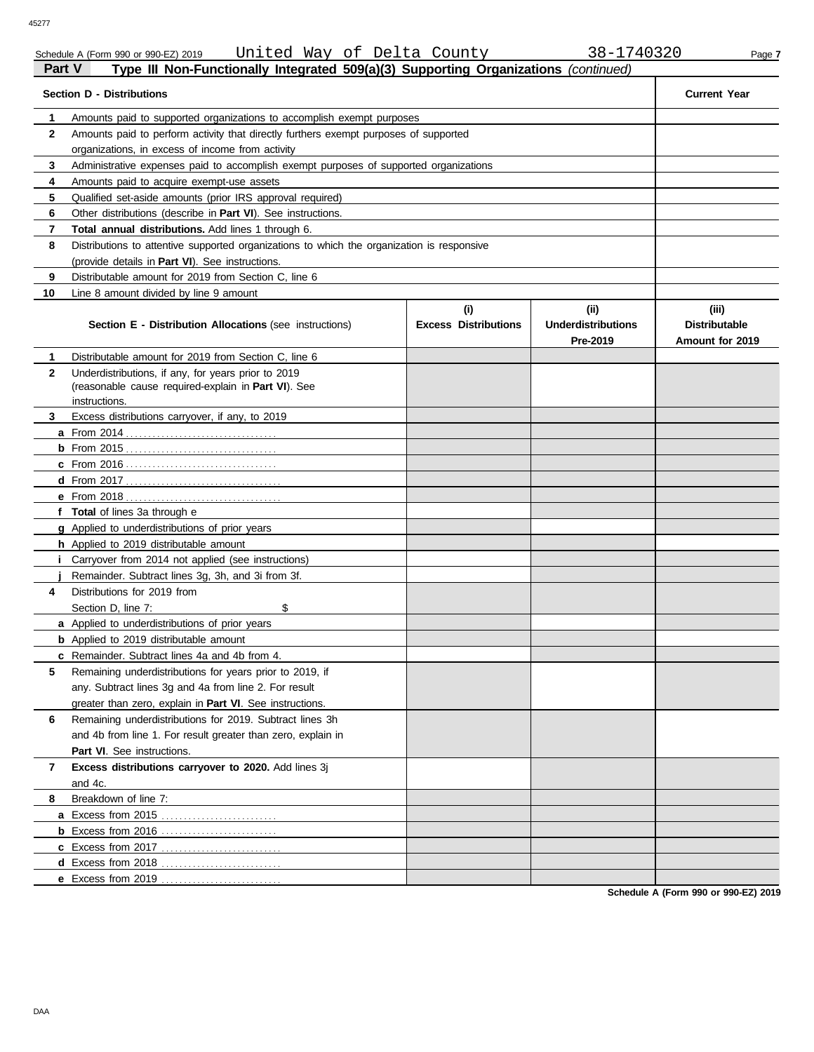Schedule A (Form 990 or 990-EZ) 2019 United Way of Delta County 38-1740320

## Part V Type III Non-Functionally Integrated 509(a)(3) Supporting Organizations *(continued)*

| | **Section D - Distributions** | **Current Year** |
|---|---|---|
| 1 | Amounts paid to supported organizations to accomplish exempt purposes | |
| 2 | Amounts paid to perform activity that directly furthers exempt purposes of supported organizations, in excess of income from activity | |
| 3 | Administrative expenses paid to accomplish exempt purposes of supported organizations | |
| 4 | Amounts paid to acquire exempt-use assets | |
| 5 | Qualified set-aside amounts (prior IRS approval required) | |
| 6 | Other distributions (describe in **Part VI**). See instructions. | |
| 7 | **Total annual distributions.** Add lines 1 through 6. | |
| 8 | Distributions to attentive supported organizations to which the organization is responsive (provide details in **Part VI**). See instructions. | |
| 9 | Distributable amount for 2019 from Section C, line 6 | |
| 10 | Line 8 amount divided by line 9 amount | |

| | **Section E - Distribution Allocations** (see instructions) | **(i) Excess Distributions** | **(ii) Underdistributions Pre-2019** | **(iii) Distributable Amount for 2019** |
|---|---|---|---|---|
| 1 | Distributable amount for 2019 from Section C, line 6 | | | |
| 2 | Underdistributions, if any, for years prior to 2019 (reasonable cause required-explain in **Part VI**). See instructions. | | | |
| 3 | Excess distributions carryover, if any, to 2019 | | | |
| a | From 2014 | | | |
| b | From 2015 | | | |
| c | From 2016 | | | |
| d | From 2017 | | | |
| e | From 2018 | | | |
| f | **Total** of lines 3a through e | | | |
| g | Applied to underdistributions of prior years | | | |
| h | Applied to 2019 distributable amount | | | |
| i | Carryover from 2014 not applied (see instructions) | | | |
| j | Remainder. Subtract lines 3g, 3h, and 3i from 3f. | | | |
| 4 | Distributions for 2019 from Section D, line 7: $ | | | |
| a | Applied to underdistributions of prior years | | | |
| b | Applied to 2019 distributable amount | | | |
| c | Remainder. Subtract lines 4a and 4b from 4. | | | |
| 5 | Remaining underdistributions for years prior to 2019, if any. Subtract lines 3g and 4a from line 2. For result greater than zero, explain in **Part VI**. See instructions. | | | |
| 6 | Remaining underdistributions for 2019. Subtract lines 3h and 4b from line 1. For result greater than zero, explain in **Part VI**. See instructions. | | | |
| 7 | **Excess distributions carryover to 2020.** Add lines 3j and 4c. | | | |
| 8 | Breakdown of line 7: | | | |
| a | Excess from 2015 | | | |
| b | Excess from 2016 | | | |
| c | Excess from 2017 | | | |
| d | Excess from 2018 | | | |
| e | Excess from 2019 | | | |

**Schedule A (Form 990 or 990-EZ) 2019**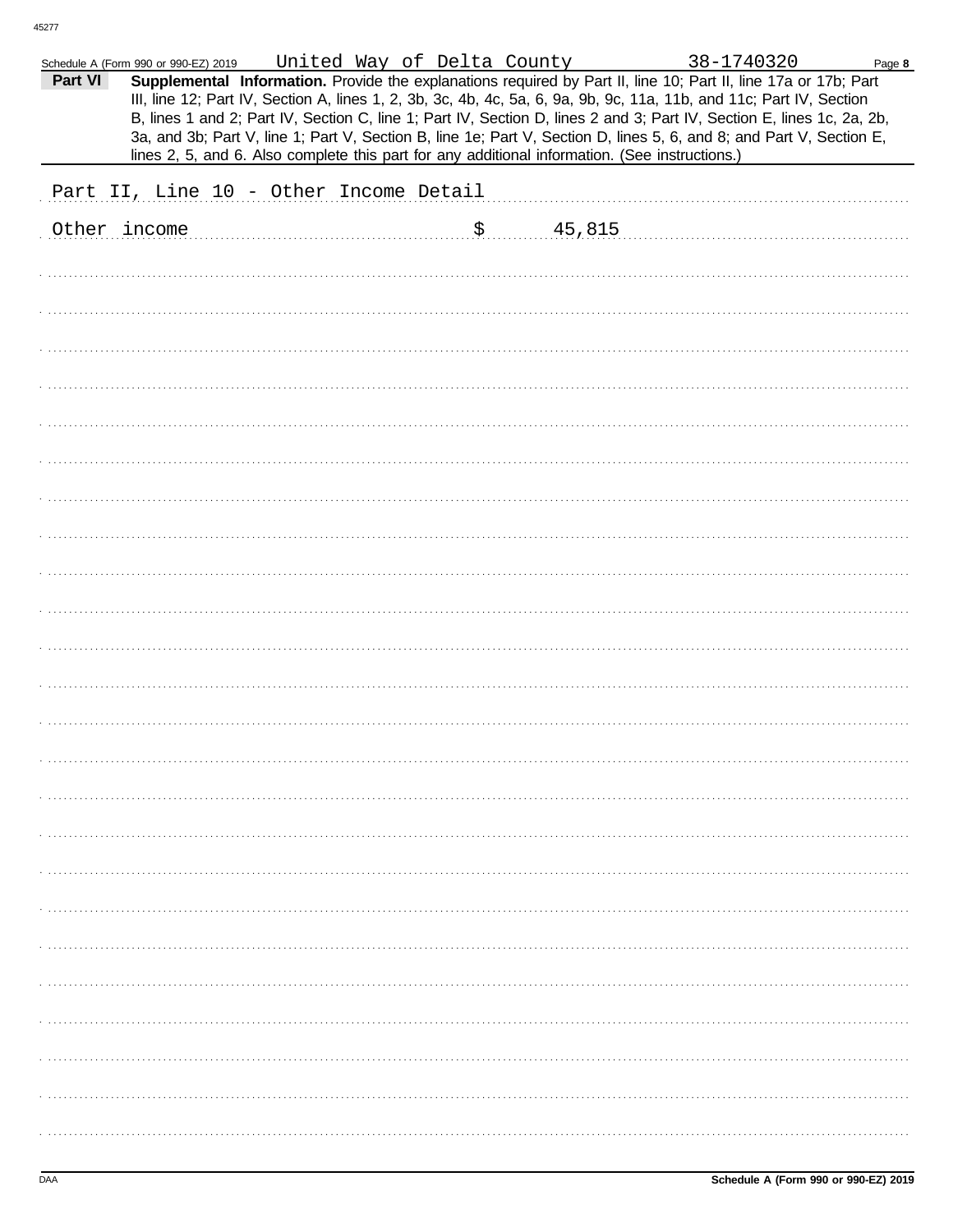Schedule A (Form 990 or 990-EZ) 2019 United Way of Delta County 38-1740320 Page **8**

**Part VI** **Supplemental Information.** Provide the explanations required by Part II, line 10; Part II, line 17a or 17b; Part III, line 12; Part IV, Section A, lines 1, 2, 3b, 3c, 4b, 4c, 5a, 6, 9a, 9b, 9c, 11a, 11b, and 11c; Part IV, Section B, lines 1 and 2; Part IV, Section C, line 1; Part IV, Section D, lines 2 and 3; Part IV, Section E, lines 1c, 2a, 2b, 3a, and 3b; Part V, line 1; Part V, Section B, line 1e; Part V, Section D, lines 5, 6, and 8; and Part V, Section E, lines 2, 5, and 6. Also complete this part for any additional information. (See instructions.)

Part II, Line 10 - Other Income Detail

Other income $ 45,815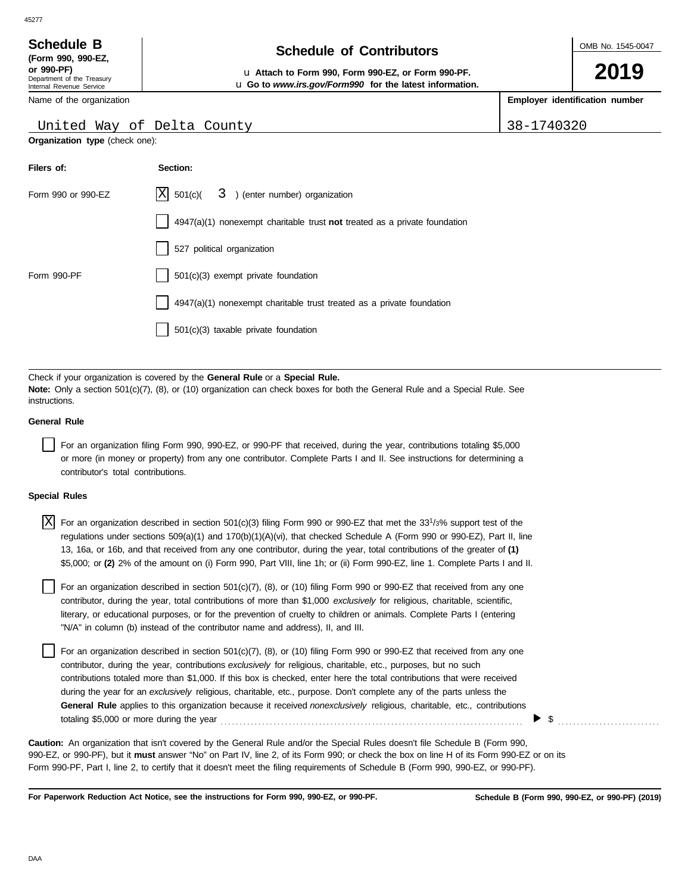45277

**Schedule B**
**(Form 990, 990-EZ, or 990-PF)**
Department of the Treasury
Internal Revenue Service

# Schedule of Contributors

u **Attach to Form 990, Form 990-EZ, or Form 990-PF.**
u **Go to *www.irs.gov/Form990* for the latest information.**

OMB No. 1545-0047

**2019**

| Name of the organization | Employer identification number |
| --- | --- |
| United Way of Delta County | 38-1740320 |

**Organization type** (check one):

| Filers of: | Section: |
| --- | --- |
| Form 990 or 990-EZ | [X] 501(c)( 3 ) (enter number) organization |
| | [ ] 4947(a)(1) nonexempt charitable trust **not** treated as a private foundation |
| | [ ] 527 political organization |
| Form 990-PF | [ ] 501(c)(3) exempt private foundation |
| | [ ] 4947(a)(1) nonexempt charitable trust treated as a private foundation |
| | [ ] 501(c)(3) taxable private foundation |

Check if your organization is covered by the **General Rule** or a **Special Rule.**
**Note:** Only a section 501(c)(7), (8), or (10) organization can check boxes for both the General Rule and a Special Rule. See instructions.

**General Rule**

[ ] For an organization filing Form 990, 990-EZ, or 990-PF that received, during the year, contributions totaling $5,000 or more (in money or property) from any one contributor. Complete Parts I and II. See instructions for determining a contributor's total contributions.

**Special Rules**

[X] For an organization described in section 501(c)(3) filing Form 990 or 990-EZ that met the $33^{1}/_{3}$% support test of the regulations under sections 509(a)(1) and 170(b)(1)(A)(vi), that checked Schedule A (Form 990 or 990-EZ), Part II, line 13, 16a, or 16b, and that received from any one contributor, during the year, total contributions of the greater of **(1)** $5,000; or **(2)** 2% of the amount on (i) Form 990, Part VIII, line 1h; or (ii) Form 990-EZ, line 1. Complete Parts I and II.

[ ] For an organization described in section 501(c)(7), (8), or (10) filing Form 990 or 990-EZ that received from any one contributor, during the year, total contributions of more than $1,000 *exclusively* for religious, charitable, scientific, literary, or educational purposes, or for the prevention of cruelty to children or animals. Complete Parts I (entering "N/A" in column (b) instead of the contributor name and address), II, and III.

[ ] For an organization described in section 501(c)(7), (8), or (10) filing Form 990 or 990-EZ that received from any one contributor, during the year, contributions *exclusively* for religious, charitable, etc., purposes, but no such contributions totaled more than $1,000. If this box is checked, enter here the total contributions that were received during the year for an *exclusively* religious, charitable, etc., purpose. Don't complete any of the parts unless the **General Rule** applies to this organization because it received *nonexclusively* religious, charitable, etc., contributions totaling $5,000 or more during the year ........ ▶ $ ..........

**Caution:** An organization that isn't covered by the General Rule and/or the Special Rules doesn't file Schedule B (Form 990, 990-EZ, or 990-PF), but it **must** answer "No" on Part IV, line 2, of its Form 990; or check the box on line H of its Form 990-EZ or on its Form 990-PF, Part I, line 2, to certify that it doesn't meet the filing requirements of Schedule B (Form 990, 990-EZ, or 990-PF).

**For Paperwork Reduction Act Notice, see the instructions for Form 990, 990-EZ, or 990-PF.** **Schedule B (Form 990, 990-EZ, or 990-PF) (2019)**

DAA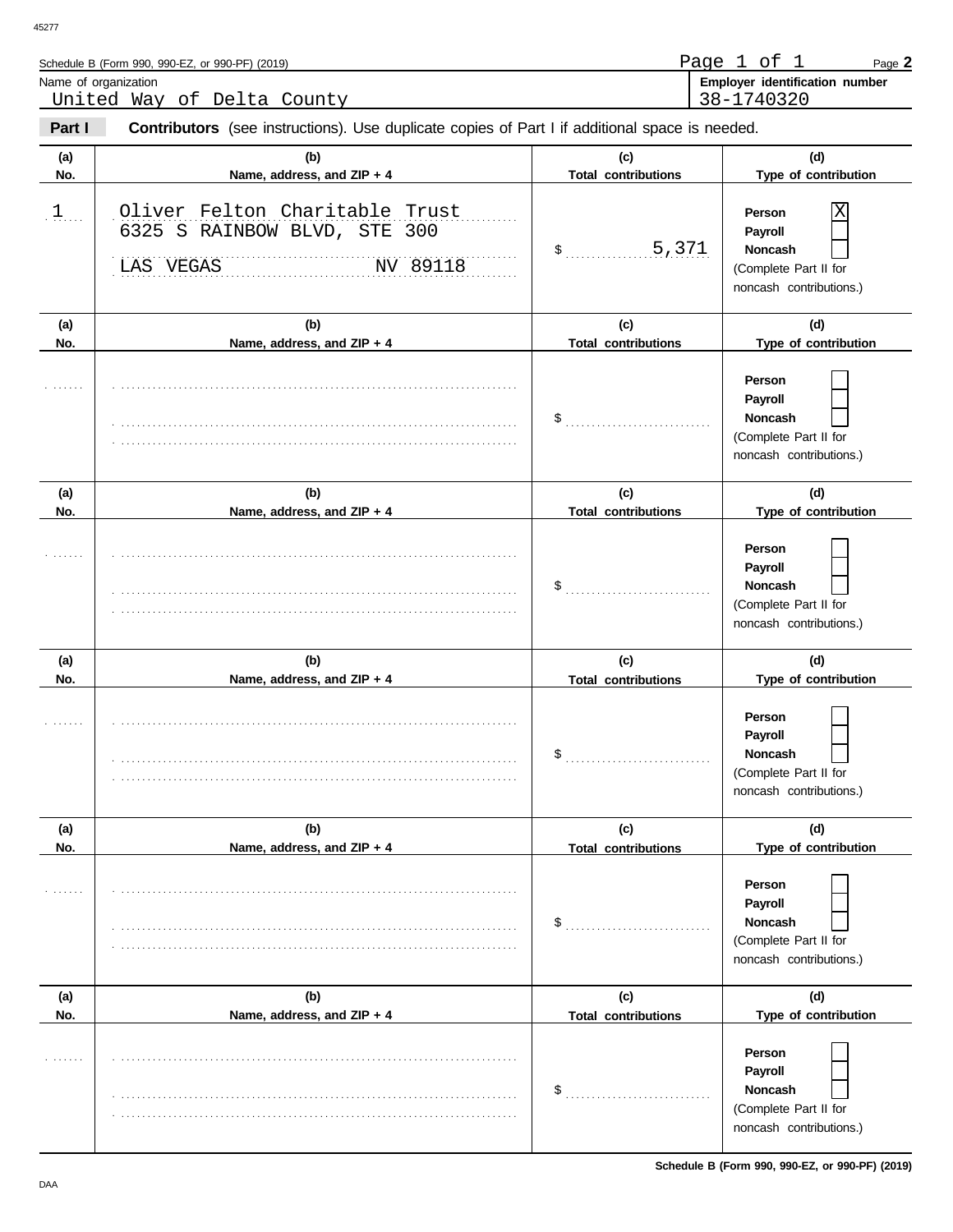Schedule B (Form 990, 990-EZ, or 990-PF) (2019) Page **2**

Name of organization: United Way of Delta County

**Employer identification number**: 38-1740320

**Part I** **Contributors** (see instructions). Use duplicate copies of Part I if additional space is needed.

| (a) No. | (b) Name, address, and ZIP + 4 | (c) Total contributions | (d) Type of contribution |
|---|---|---|---|
| 1 | Oliver Felton Charitable Trust<br>6325 S RAINBOW BLVD, STE 300<br>LAS VEGAS NV 89118 | $ 5,371 | Person [X]<br>Payroll [ ]<br>Noncash [ ]<br>(Complete Part II for noncash contributions.) |
| | | $ | Person [ ]<br>Payroll [ ]<br>Noncash [ ]<br>(Complete Part II for noncash contributions.) |
| | | $ | Person [ ]<br>Payroll [ ]<br>Noncash [ ]<br>(Complete Part II for noncash contributions.) |
| | | $ | Person [ ]<br>Payroll [ ]<br>Noncash [ ]<br>(Complete Part II for noncash contributions.) |
| | | $ | Person [ ]<br>Payroll [ ]<br>Noncash [ ]<br>(Complete Part II for noncash contributions.) |
| | | $ | Person [ ]<br>Payroll [ ]<br>Noncash [ ]<br>(Complete Part II for noncash contributions.) |

**Schedule B (Form 990, 990-EZ, or 990-PF) (2019)**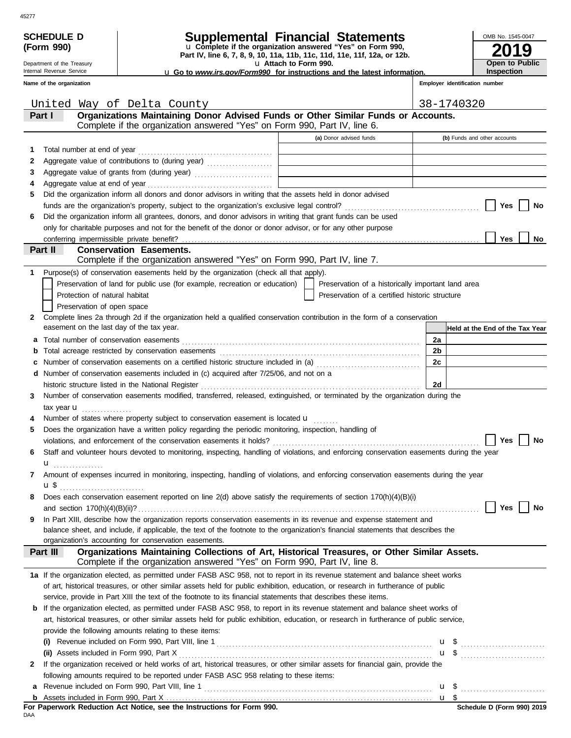45277

**SCHEDULE D (Form 990)**

Department of the Treasury
Internal Revenue Service

# Supplemental Financial Statements

u Complete if the organization answered "Yes" on Form 990, Part IV, line 6, 7, 8, 9, 10, 11a, 11b, 11c, 11d, 11e, 11f, 12a, or 12b.
u Attach to Form 990.
u Go to *www.irs.gov/Form990* for instructions and the latest information.

OMB No. 1545-0047

**2019**

**Open to Public Inspection**

| Name of the organization | Employer identification number |
|---|---|
| United Way of Delta County | 38-1740320 |

## Part I Organizations Maintaining Donor Advised Funds or Other Similar Funds or Accounts.
Complete if the organization answered "Yes" on Form 990, Part IV, line 6.

| | | (a) Donor advised funds | (b) Funds and other accounts |
|---|---|---|---|
| 1 | Total number at end of year | | |
| 2 | Aggregate value of contributions to (during year) | | |
| 3 | Aggregate value of grants from (during year) | | |
| 4 | Aggregate value at end of year | | |

5 Did the organization inform all donors and donor advisors in writing that the assets held in donor advised funds are the organization's property, subject to the organization's exclusive legal control? ☐ Yes ☐ No

6 Did the organization inform all grantees, donors, and donor advisors in writing that grant funds can be used only for charitable purposes and not for the benefit of the donor or donor advisor, or for any other purpose conferring impermissible private benefit? ☐ Yes ☐ No

## Part II Conservation Easements.
Complete if the organization answered "Yes" on Form 990, Part IV, line 7.

1 Purpose(s) of conservation easements held by the organization (check all that apply).

☐ Preservation of land for public use (for example, recreation or education) ☐ Preservation of a historically important land area
☐ Protection of natural habitat ☐ Preservation of a certified historic structure
☐ Preservation of open space

2 Complete lines 2a through 2d if the organization held a qualified conservation contribution in the form of a conservation easement on the last day of the tax year.

| | | | Held at the End of the Tax Year |
|---|---|---|---|
| a | Total number of conservation easements | 2a | |
| b | Total acreage restricted by conservation easements | 2b | |
| c | Number of conservation easements on a certified historic structure included in (a) | 2c | |
| d | Number of conservation easements included in (c) acquired after 7/25/06, and not on a historic structure listed in the National Register | 2d | |

3 Number of conservation easements modified, transferred, released, extinguished, or terminated by the organization during the tax year u

4 Number of states where property subject to conservation easement is located u

5 Does the organization have a written policy regarding the periodic monitoring, inspection, handling of violations, and enforcement of the conservation easements it holds? ☐ Yes ☐ No

6 Staff and volunteer hours devoted to monitoring, inspecting, handling of violations, and enforcing conservation easements during the year u

7 Amount of expenses incurred in monitoring, inspecting, handling of violations, and enforcing conservation easements during the year u $

8 Does each conservation easement reported on line 2(d) above satisfy the requirements of section 170(h)(4)(B)(i) and section 170(h)(4)(B)(ii)? ☐ Yes ☐ No

9 In Part XIII, describe how the organization reports conservation easements in its revenue and expense statement and balance sheet, and include, if applicable, the text of the footnote to the organization's financial statements that describes the organization's accounting for conservation easements.

## Part III Organizations Maintaining Collections of Art, Historical Treasures, or Other Similar Assets.
Complete if the organization answered "Yes" on Form 990, Part IV, line 8.

1a If the organization elected, as permitted under FASB ASC 958, not to report in its revenue statement and balance sheet works of art, historical treasures, or other similar assets held for public exhibition, education, or research in furtherance of public service, provide in Part XIII the text of the footnote to its financial statements that describes these items.

b If the organization elected, as permitted under FASB ASC 958, to report in its revenue statement and balance sheet works of art, historical treasures, or other similar assets held for public exhibition, education, or research in furtherance of public service, provide the following amounts relating to these items:

(i) Revenue included on Form 990, Part VIII, line 1 u $

(ii) Assets included in Form 990, Part X u $

2 If the organization received or held works of art, historical treasures, or other similar assets for financial gain, provide the following amounts required to be reported under FASB ASC 958 relating to these items:

a Revenue included on Form 990, Part VIII, line 1 u $

b Assets included in Form 990, Part X u $

**For Paperwork Reduction Act Notice, see the Instructions for Form 990.**

DAA

**Schedule D (Form 990) 2019**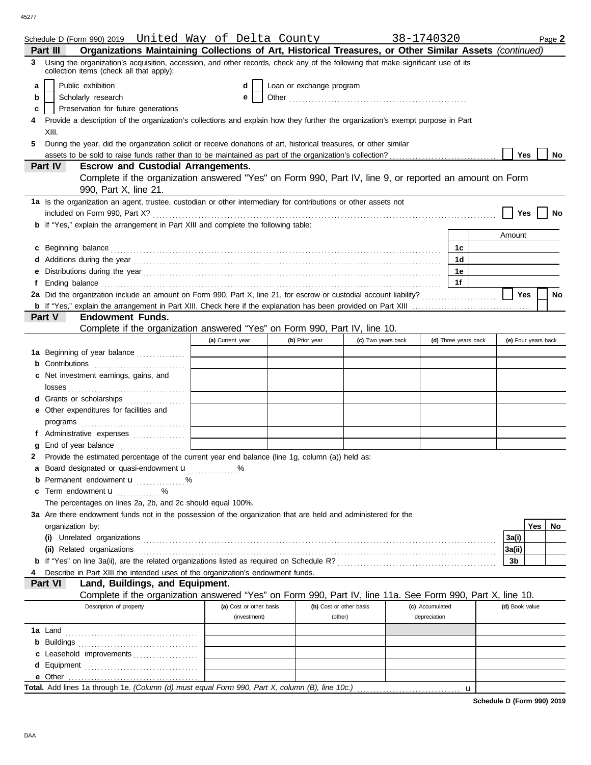Schedule D (Form 990) 2019 United Way of Delta County 38-1740320 Page **2**

## Part III Organizations Maintaining Collections of Art, Historical Treasures, or Other Similar Assets *(continued)*

**3** Using the organization's acquisition, accession, and other records, check any of the following that make significant use of its collection items (check all that apply):

- **a** ☐ Public exhibition
- **b** ☐ Scholarly research
- **c** ☐ Preservation for future generations
- **d** ☐ Loan or exchange program
- **e** ☐ Other

**4** Provide a description of the organization's collections and explain how they further the organization's exempt purpose in Part XIII.

**5** During the year, did the organization solicit or receive donations of art, historical treasures, or other similar assets to be sold to raise funds rather than to be maintained as part of the organization's collection? ☐ Yes ☐ No

## Part IV Escrow and Custodial Arrangements.

Complete if the organization answered "Yes" on Form 990, Part IV, line 9, or reported an amount on Form 990, Part X, line 21.

**1a** Is the organization an agent, trustee, custodian or other intermediary for contributions or other assets not included on Form 990, Part X? ☐ Yes ☐ No

**b** If "Yes," explain the arrangement in Part XIII and complete the following table:

| | | Amount |
|---|---|---|
| **c** Beginning balance | 1c | |
| **d** Additions during the year | 1d | |
| **e** Distributions during the year | 1e | |
| **f** Ending balance | 1f | |

**2a** Did the organization include an amount on Form 990, Part X, line 21, for escrow or custodial account liability? ☐ Yes ☐ No

**b** If "Yes," explain the arrangement in Part XIII. Check here if the explanation has been provided on Part XIII ☐

## Part V Endowment Funds.

Complete if the organization answered "Yes" on Form 990, Part IV, line 10.

| | (a) Current year | (b) Prior year | (c) Two years back | (d) Three years back | (e) Four years back |
|---|---|---|---|---|---|
| **1a** Beginning of year balance | | | | | |
| **b** Contributions | | | | | |
| **c** Net investment earnings, gains, and losses | | | | | |
| **d** Grants or scholarships | | | | | |
| **e** Other expenditures for facilities and programs | | | | | |
| **f** Administrative expenses | | | | | |
| **g** End of year balance | | | | | |

**2** Provide the estimated percentage of the current year end balance (line 1g, column (a)) held as:

- **a** Board designated or quasi-endowment u %
- **b** Permanent endowment u %
- **c** Term endowment u %

The percentages on lines 2a, 2b, and 2c should equal 100%.

**3a** Are there endowment funds not in the possession of the organization that are held and administered for the organization by:

| | | Yes | No |
|---|---|---|---|
| **(i)** Unrelated organizations | 3a(i) | | |
| **(ii)** Related organizations | 3a(ii) | | |
| **b** If "Yes" on line 3a(ii), are the related organizations listed as required on Schedule R? | 3b | | |

**4** Describe in Part XIII the intended uses of the organization's endowment funds.

## Part VI Land, Buildings, and Equipment.

Complete if the organization answered "Yes" on Form 990, Part IV, line 11a. See Form 990, Part X, line 10.

| Description of property | (a) Cost or other basis (investment) | (b) Cost or other basis (other) | (c) Accumulated depreciation | (d) Book value |
|---|---|---|---|---|
| **1a** Land | | | | |
| **b** Buildings | | | | |
| **c** Leasehold improvements | | | | |
| **d** Equipment | | | | |
| **e** Other | | | | |

**Total.** Add lines 1a through 1e. *(Column (d) must equal Form 990, Part X, column (B), line 10c.)* u

**Schedule D (Form 990) 2019**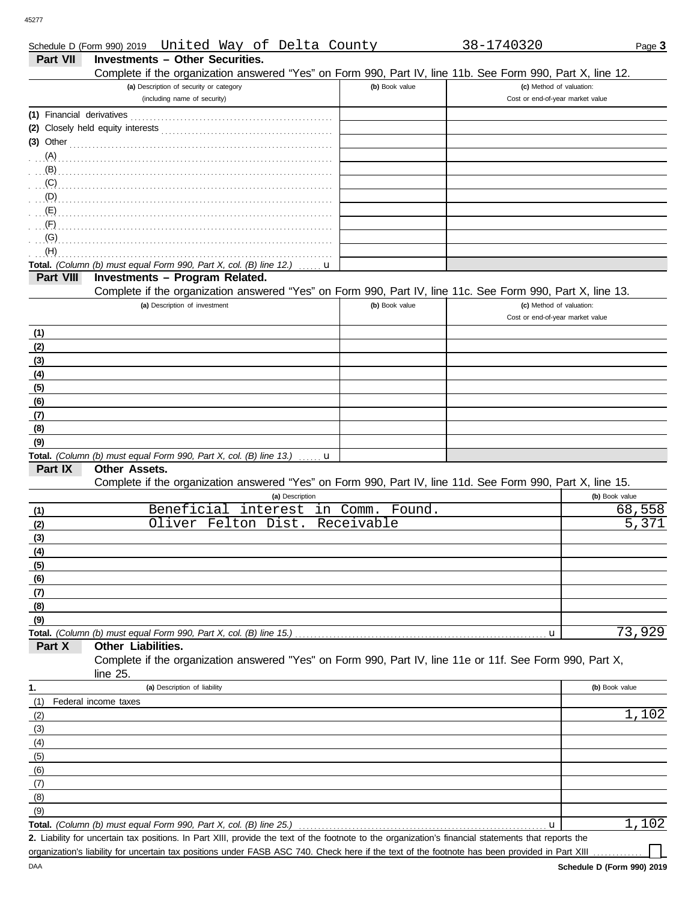Schedule D (Form 990) 2019 United Way of Delta County 38-1740320 Page **3**

**Part VII Investments – Other Securities.**

Complete if the organization answered "Yes" on Form 990, Part IV, line 11b. See Form 990, Part X, line 12.

| (a) Description of security or category (including name of security) | (b) Book value | (c) Method of valuation: Cost or end-of-year market value |
|---|---|---|
| (1) Financial derivatives | | |
| (2) Closely held equity interests | | |
| (3) Other | | |
| (A) | | |
| (B) | | |
| (C) | | |
| (D) | | |
| (E) | | |
| (F) | | |
| (G) | | |
| (H) | | |
| **Total.** *(Column (b) must equal Form 990, Part X, col. (B) line 12.)* u | | |

**Part VIII Investments – Program Related.**

Complete if the organization answered "Yes" on Form 990, Part IV, line 11c. See Form 990, Part X, line 13.

| (a) Description of investment | (b) Book value | (c) Method of valuation: Cost or end-of-year market value |
|---|---|---|
| (1) | | |
| (2) | | |
| (3) | | |
| (4) | | |
| (5) | | |
| (6) | | |
| (7) | | |
| (8) | | |
| (9) | | |
| **Total.** *(Column (b) must equal Form 990, Part X, col. (B) line 13.)* u | | |

**Part IX Other Assets.**

Complete if the organization answered "Yes" on Form 990, Part IV, line 11d. See Form 990, Part X, line 15.

| | (a) Description | (b) Book value |
|---|---|---|
| (1) | Beneficial interest in Comm. Found. | 68,558 |
| (2) | Oliver Felton Dist. Receivable | 5,371 |
| (3) | | |
| (4) | | |
| (5) | | |
| (6) | | |
| (7) | | |
| (8) | | |
| (9) | | |
| **Total.** | *(Column (b) must equal Form 990, Part X, col. (B) line 15.)* u | 73,929 |

**Part X Other Liabilities.**

Complete if the organization answered "Yes" on Form 990, Part IV, line 11e or 11f. See Form 990, Part X, line 25.

| 1. | (a) Description of liability | (b) Book value |
|---|---|---|
| (1) | Federal income taxes | |
| (2) | | 1,102 |
| (3) | | |
| (4) | | |
| (5) | | |
| (6) | | |
| (7) | | |
| (8) | | |
| (9) | | |
| **Total.** | *(Column (b) must equal Form 990, Part X, col. (B) line 25.)* u | 1,102 |

**2.** Liability for uncertain tax positions. In Part XIII, provide the text of the footnote to the organization's financial statements that reports the organization's liability for uncertain tax positions under FASB ASC 740. Check here if the text of the footnote has been provided in Part XIII ☐

**Schedule D (Form 990) 2019**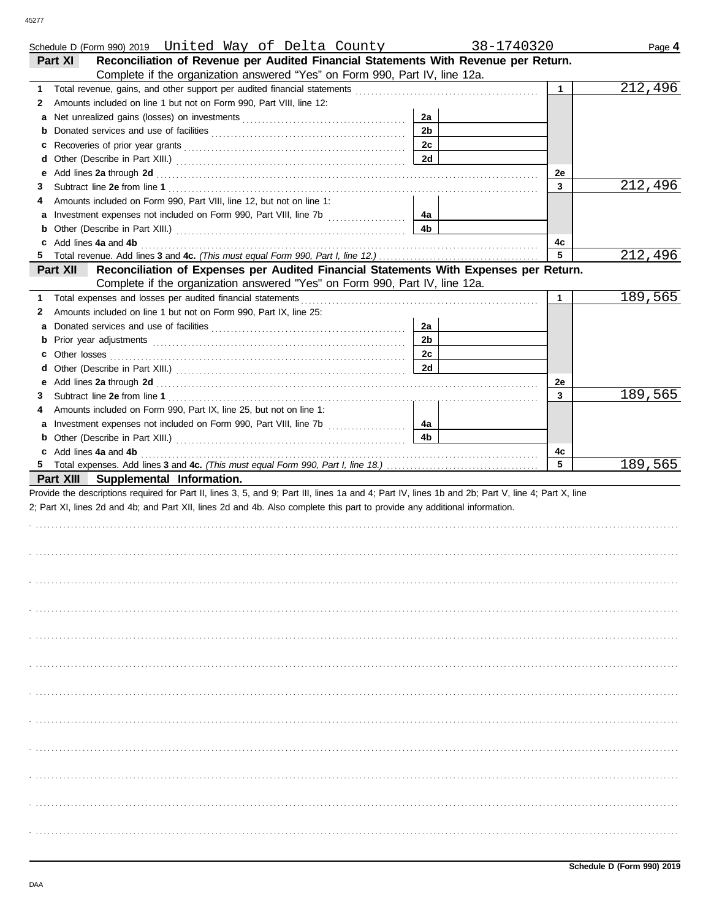Schedule D (Form 990) 2019 United Way of Delta County 38-1740320 Page **4**

## Part XI Reconciliation of Revenue per Audited Financial Statements With Revenue per Return.

Complete if the organization answered "Yes" on Form 990, Part IV, line 12a.

| | | | | | |
|---|---|---|---|---|---|
| **1** | Total revenue, gains, and other support per audited financial statements | | | 1 | 212,496 |
| **2** | Amounts included on line 1 but not on Form 990, Part VIII, line 12: | | | | |
| **a** | Net unrealized gains (losses) on investments | 2a | | | |
| **b** | Donated services and use of facilities | 2b | | | |
| **c** | Recoveries of prior year grants | 2c | | | |
| **d** | Other (Describe in Part XIII.) | 2d | | | |
| **e** | Add lines **2a** through **2d** | | | 2e | |
| **3** | Subtract line **2e** from line **1** | | | 3 | 212,496 |
| **4** | Amounts included on Form 990, Part VIII, line 12, but not on line 1: | | | | |
| **a** | Investment expenses not included on Form 990, Part VIII, line 7b | 4a | | | |
| **b** | Other (Describe in Part XIII.) | 4b | | | |
| **c** | Add lines **4a** and **4b** | | | 4c | |
| **5** | Total revenue. Add lines **3** and **4c.** *(This must equal Form 990, Part I, line 12.)* | | | 5 | 212,496 |

## Part XII Reconciliation of Expenses per Audited Financial Statements With Expenses per Return.

Complete if the organization answered "Yes" on Form 990, Part IV, line 12a.

| | | | | | |
|---|---|---|---|---|---|
| **1** | Total expenses and losses per audited financial statements | | | 1 | 189,565 |
| **2** | Amounts included on line 1 but not on Form 990, Part IX, line 25: | | | | |
| **a** | Donated services and use of facilities | 2a | | | |
| **b** | Prior year adjustments | 2b | | | |
| **c** | Other losses | 2c | | | |
| **d** | Other (Describe in Part XIII.) | 2d | | | |
| **e** | Add lines **2a** through **2d** | | | 2e | |
| **3** | Subtract line **2e** from line **1** | | | 3 | 189,565 |
| **4** | Amounts included on Form 990, Part IX, line 25, but not on line 1: | | | | |
| **a** | Investment expenses not included on Form 990, Part VIII, line 7b | 4a | | | |
| **b** | Other (Describe in Part XIII.) | 4b | | | |
| **c** | Add lines **4a** and **4b** | | | 4c | |
| **5** | Total expenses. Add lines **3** and **4c.** *(This must equal Form 990, Part I, line 18.)* | | | 5 | 189,565 |

## Part XIII Supplemental Information.

Provide the descriptions required for Part II, lines 3, 5, and 9; Part III, lines 1a and 4; Part IV, lines 1b and 2b; Part V, line 4; Part X, line 2; Part XI, lines 2d and 4b; and Part XII, lines 2d and 4b. Also complete this part to provide any additional information.

**Schedule D (Form 990) 2019**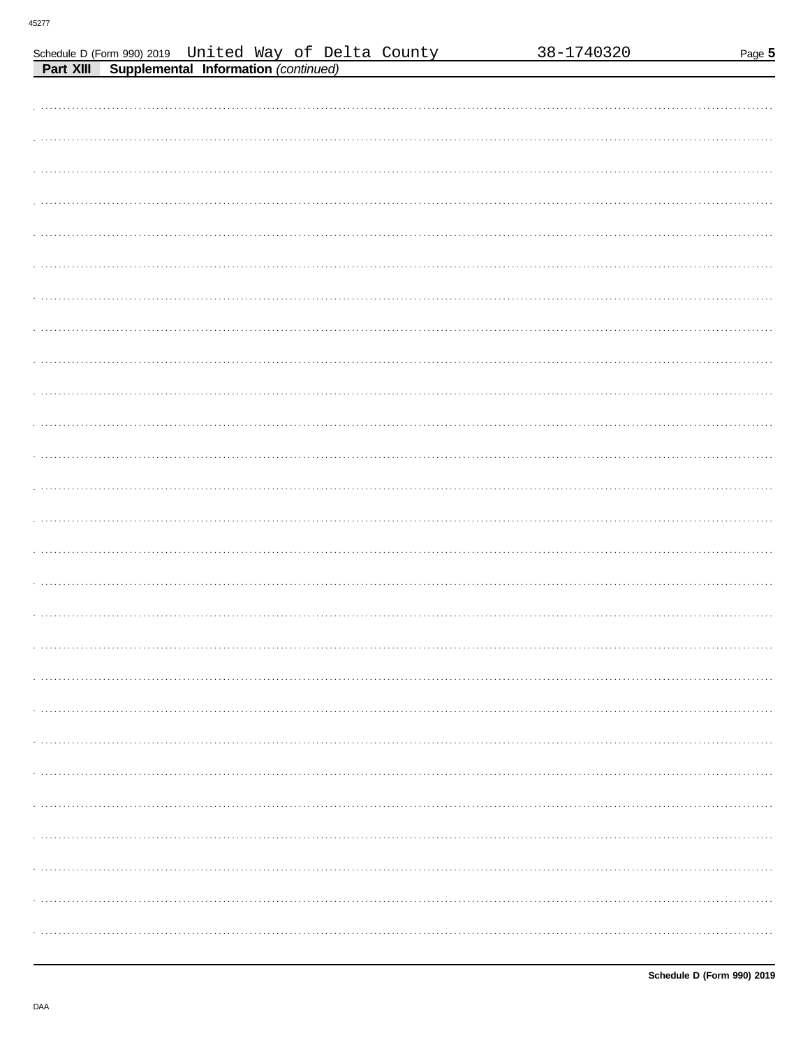Schedule D (Form 990) 2019 United Way of Delta County 38-1740320 Page 5

**Part XIII** **Supplemental Information** *(continued)*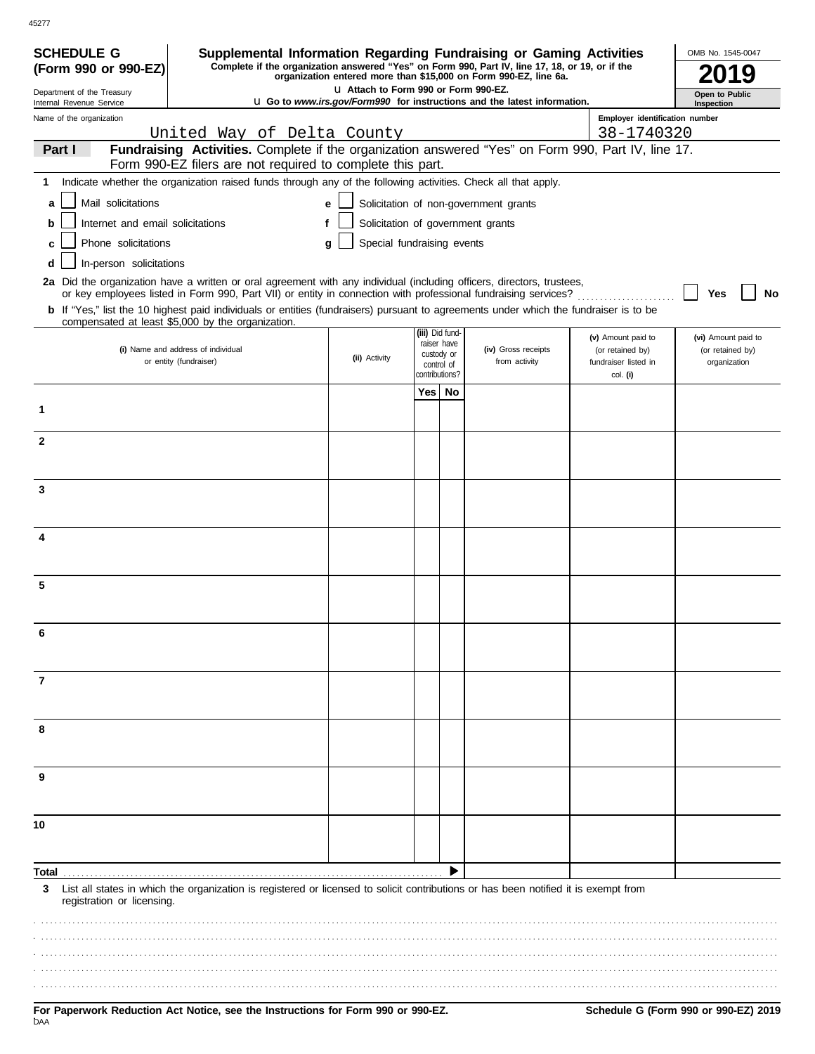45277

**SCHEDULE G (Form 990 or 990-EZ)**

Department of the Treasury
Internal Revenue Service

# Supplemental Information Regarding Fundraising or Gaming Activities

**Complete if the organization answered "Yes" on Form 990, Part IV, line 17, 18, or 19, or if the organization entered more than $15,000 on Form 990-EZ, line 6a.**

u Attach to Form 990 or Form 990-EZ.

u Go to *www.irs.gov/Form990* for instructions and the latest information.

OMB No. 1545-0047

**2019**

**Open to Public Inspection**

Name of the organization: United Way of Delta County

Employer identification number: 38-1740320

**Part I** **Fundraising Activities.** Complete if the organization answered "Yes" on Form 990, Part IV, line 17. Form 990-EZ filers are not required to complete this part.

**1** Indicate whether the organization raised funds through any of the following activities. Check all that apply.

- **a** ☐ Mail solicitations
- **b** ☐ Internet and email solicitations
- **c** ☐ Phone solicitations
- **d** ☐ In-person solicitations
- **e** ☐ Solicitation of non-government grants
- **f** ☐ Solicitation of government grants
- **g** ☐ Special fundraising events

**2a** Did the organization have a written or oral agreement with any individual (including officers, directors, trustees, or key employees listed in Form 990, Part VII) or entity in connection with professional fundraising services? ☐ **Yes** ☐ **No**

**b** If "Yes," list the 10 highest paid individuals or entities (fundraisers) pursuant to agreements under which the fundraiser is to be compensated at least $5,000 by the organization.

| | (i) Name and address of individual or entity (fundraiser) | (ii) Activity | (iii) Did fund-raiser have custody or control of contributions? Yes | No | (iv) Gross receipts from activity | (v) Amount paid to (or retained by) fundraiser listed in col. (i) | (vi) Amount paid to (or retained by) organization |
|---|---|---|---|---|---|---|---|
| 1 | | | | | | | |
| 2 | | | | | | | |
| 3 | | | | | | | |
| 4 | | | | | | | |
| 5 | | | | | | | |
| 6 | | | | | | | |
| 7 | | | | | | | |
| 8 | | | | | | | |
| 9 | | | | | | | |
| 10 | | | | | | | |
| **Total** | | | | ▶ | | | |

**3** List all states in which the organization is registered or licensed to solicit contributions or has been notified it is exempt from registration or licensing.

**For Paperwork Reduction Act Notice, see the Instructions for Form 990 or 990-EZ.**

**Schedule G (Form 990 or 990-EZ) 2019**

DAA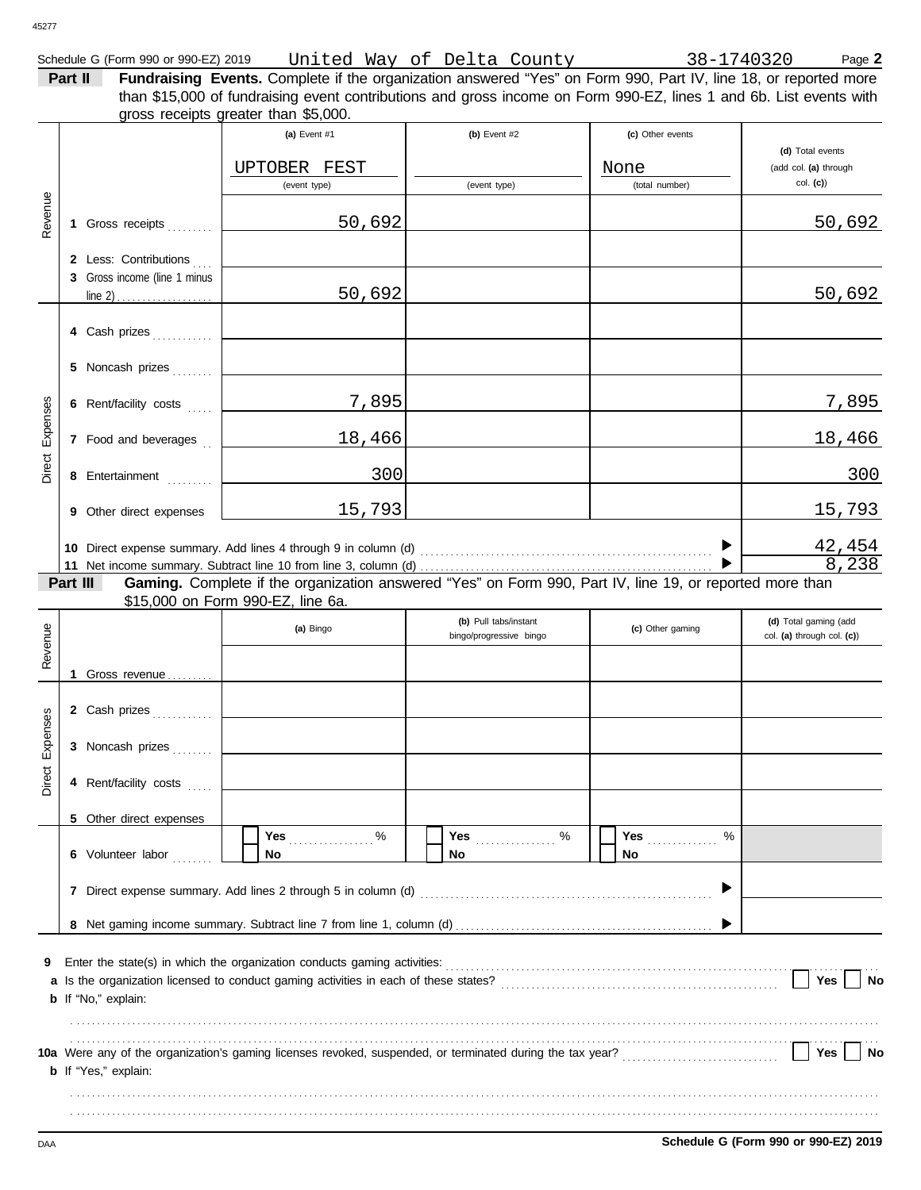Schedule G (Form 990 or 990-EZ) 2019 United Way of Delta County 38-1740320 Page **2**

**Part II** **Fundraising Events.** Complete if the organization answered "Yes" on Form 990, Part IV, line 18, or reported more than $15,000 of fundraising event contributions and gross income on Form 990-EZ, lines 1 and 6b. List events with gross receipts greater than $5,000.

| | | (a) Event #1 | (b) Event #2 | (c) Other events | (d) Total events (add col. (a) through col. (c)) |
|---|---|---|---|---|---|
| | | UPTOBER FEST (event type) | (event type) | None (total number) | |
| Revenue | 1 Gross receipts | 50,692 | | | 50,692 |
| | 2 Less: Contributions | | | | |
| | 3 Gross income (line 1 minus line 2) | 50,692 | | | 50,692 |
| Direct Expenses | 4 Cash prizes | | | | |
| | 5 Noncash prizes | | | | |
| | 6 Rent/facility costs | 7,895 | | | 7,895 |
| | 7 Food and beverages | 18,466 | | | 18,466 |
| | 8 Entertainment | 300 | | | 300 |
| | 9 Other direct expenses | 15,793 | | | 15,793 |
| | 10 Direct expense summary. Add lines 4 through 9 in column (d) | | | ▶ | 42,454 |
| | 11 Net income summary. Subtract line 10 from line 3, column (d) | | | ▶ | 8,238 |

**Part III** **Gaming.** Complete if the organization answered "Yes" on Form 990, Part IV, line 19, or reported more than $15,000 on Form 990-EZ, line 6a.

| | | (a) Bingo | (b) Pull tabs/instant bingo/progressive bingo | (c) Other gaming | (d) Total gaming (add col. (a) through col. (c)) |
|---|---|---|---|---|---|
| Revenue | 1 Gross revenue | | | | |
| Direct Expenses | 2 Cash prizes | | | | |
| | 3 Noncash prizes | | | | |
| | 4 Rent/facility costs | | | | |
| | 5 Other direct expenses | | | | |
| | 6 Volunteer labor | ☐ Yes ____ % ☐ No | ☐ Yes ____ % ☐ No | ☐ Yes ____ % ☐ No | |
| | 7 Direct expense summary. Add lines 2 through 5 in column (d) | | | ▶ | |
| | 8 Net gaming income summary. Subtract line 7 from line 1, column (d) | | | ▶ | |

**9** Enter the state(s) in which the organization conducts gaming activities: ....................

**a** Is the organization licensed to conduct gaming activities in each of these states? ☐ Yes ☐ No

**b** If "No," explain:

**10a** Were any of the organization's gaming licenses revoked, suspended, or terminated during the tax year? ☐ Yes ☐ No

**b** If "Yes," explain:

DAA **Schedule G (Form 990 or 990-EZ) 2019**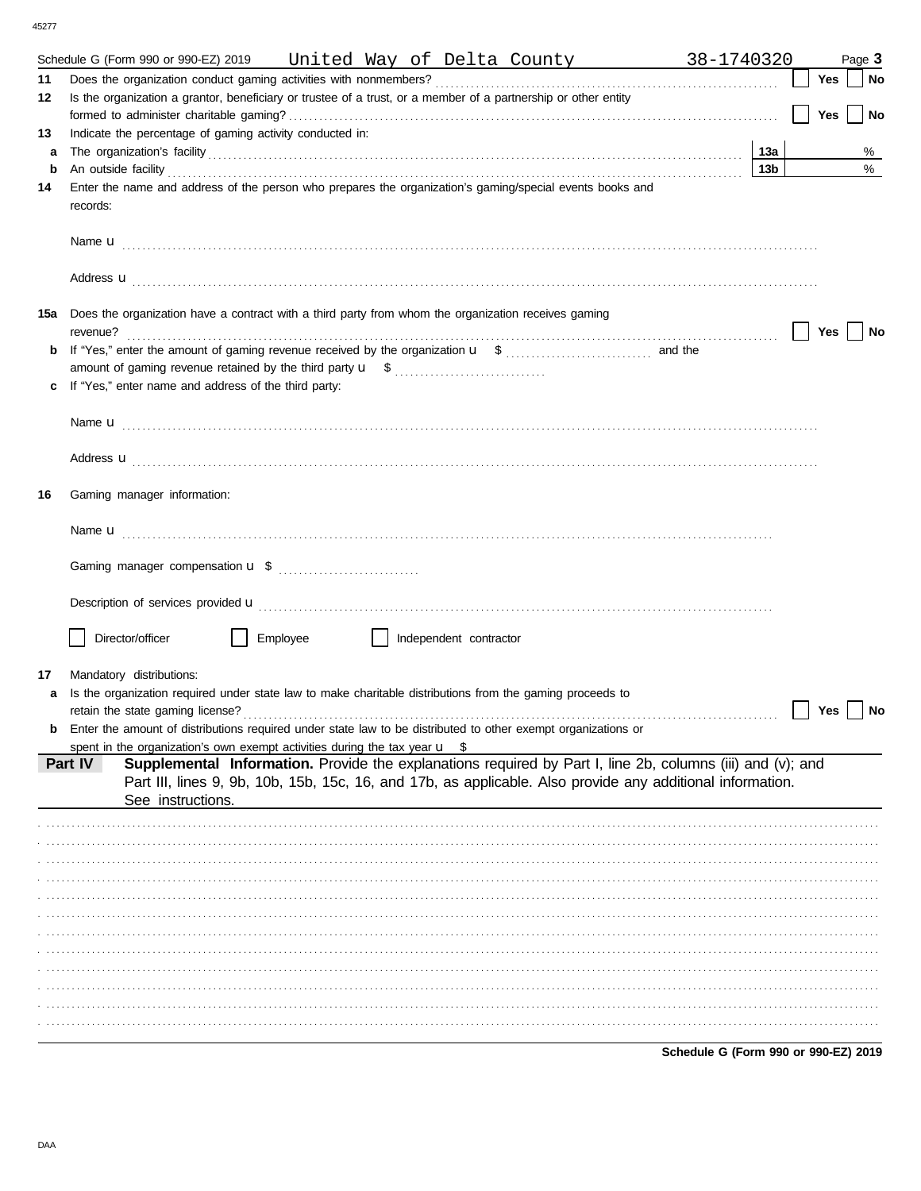Schedule G (Form 990 or 990-EZ) 2019 United Way of Delta County 38-1740320

**11** Does the organization conduct gaming activities with nonmembers? ☐ Yes ☐ No

**12** Is the organization a grantor, beneficiary or trustee of a trust, or a member of a partnership or other entity formed to administer charitable gaming? ☐ Yes ☐ No

**13** Indicate the percentage of gaming activity conducted in:

**a** The organization's facility **13a** %

**b** An outside facility **13b** %

**14** Enter the name and address of the person who prepares the organization's gaming/special events books and records:

Name u

Address u

**15a** Does the organization have a contract with a third party from whom the organization receives gaming revenue? ☐ Yes ☐ No

**b** If "Yes," enter the amount of gaming revenue received by the organization u $ and the amount of gaming revenue retained by the third party u $

**c** If "Yes," enter name and address of the third party:

Name u

Address u

**16** Gaming manager information:

Name u

Gaming manager compensation u $

Description of services provided u

☐ Director/officer ☐ Employee ☐ Independent contractor

**17** Mandatory distributions:

**a** Is the organization required under state law to make charitable distributions from the gaming proceeds to retain the state gaming license? ☐ Yes ☐ No

**b** Enter the amount of distributions required under state law to be distributed to other exempt organizations or spent in the organization's own exempt activities during the tax year u $

**Part IV** **Supplemental Information.** Provide the explanations required by Part I, line 2b, columns (iii) and (v); and Part III, lines 9, 9b, 10b, 15b, 15c, 16, and 17b, as applicable. Also provide any additional information. See instructions.

**Schedule G (Form 990 or 990-EZ) 2019**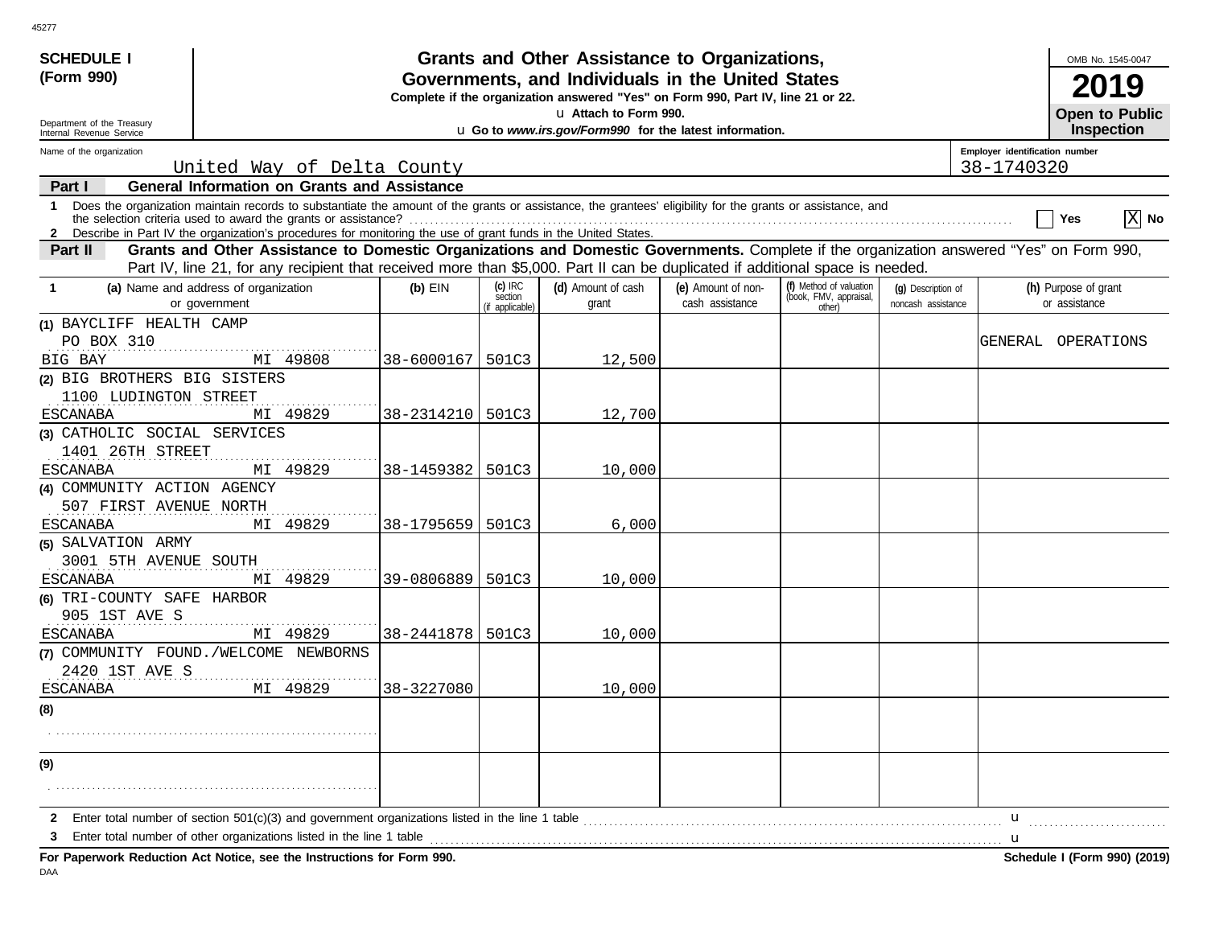45277

**SCHEDULE I**
**(Form 990)**

Department of the Treasury
Internal Revenue Service

# Grants and Other Assistance to Organizations, Governments, and Individuals in the United States

**Complete if the organization answered "Yes" on Form 990, Part IV, line 21 or 22.**
**▶ Attach to Form 990.**
**▶ Go to *www.irs.gov/Form990* for the latest information.**

OMB No. 1545-0047
**2019**
**Open to Public Inspection**

Name of the organization: United Way of Delta County
Employer identification number: 38-1740320

**Part I — General Information on Grants and Assistance**

1 Does the organization maintain records to substantiate the amount of the grants or assistance, the grantees' eligibility for the grants or assistance, and the selection criteria used to award the grants or assistance? .......... [ ] Yes [X] No

2 Describe in Part IV the organization's procedures for monitoring the use of grant funds in the United States.

**Part II — Grants and Other Assistance to Domestic Organizations and Domestic Governments.** Complete if the organization answered "Yes" on Form 990, Part IV, line 21, for any recipient that received more than $5,000. Part II can be duplicated if additional space is needed.

| 1 (a) Name and address of organization or government | (b) EIN | (c) IRC section (if applicable) | (d) Amount of cash grant | (e) Amount of non-cash assistance | (f) Method of valuation (book, FMV, appraisal, other) | (g) Description of noncash assistance | (h) Purpose of grant or assistance |
|---|---|---|---|---|---|---|---|
| (1) BAYCLIFF HEALTH CAMP<br>PO BOX 310<br>BIG BAY MI 49808 | 38-6000167 | 501C3 | 12,500 | | | | GENERAL OPERATIONS |
| (2) BIG BROTHERS BIG SISTERS<br>1100 LUDINGTON STREET<br>ESCANABA MI 49829 | 38-2314210 | 501C3 | 12,700 | | | | |
| (3) CATHOLIC SOCIAL SERVICES<br>1401 26TH STREET<br>ESCANABA MI 49829 | 38-1459382 | 501C3 | 10,000 | | | | |
| (4) COMMUNITY ACTION AGENCY<br>507 FIRST AVENUE NORTH<br>ESCANABA MI 49829 | 38-1795659 | 501C3 | 6,000 | | | | |
| (5) SALVATION ARMY<br>3001 5TH AVENUE SOUTH<br>ESCANABA MI 49829 | 39-0806889 | 501C3 | 10,000 | | | | |
| (6) TRI-COUNTY SAFE HARBOR<br>905 1ST AVE S<br>ESCANABA MI 49829 | 38-2441878 | 501C3 | 10,000 | | | | |
| (7) COMMUNITY FOUND./WELCOME NEWBORNS<br>2420 1ST AVE S<br>ESCANABA MI 49829 | 38-3227080 | | 10,000 | | | | |
| (8) | | | | | | | |
| (9) | | | | | | | |

2 Enter total number of section 501(c)(3) and government organizations listed in the line 1 table .......... ▶

3 Enter total number of other organizations listed in the line 1 table .......... ▶

**For Paperwork Reduction Act Notice, see the Instructions for Form 990.** **Schedule I (Form 990) (2019)**

DAA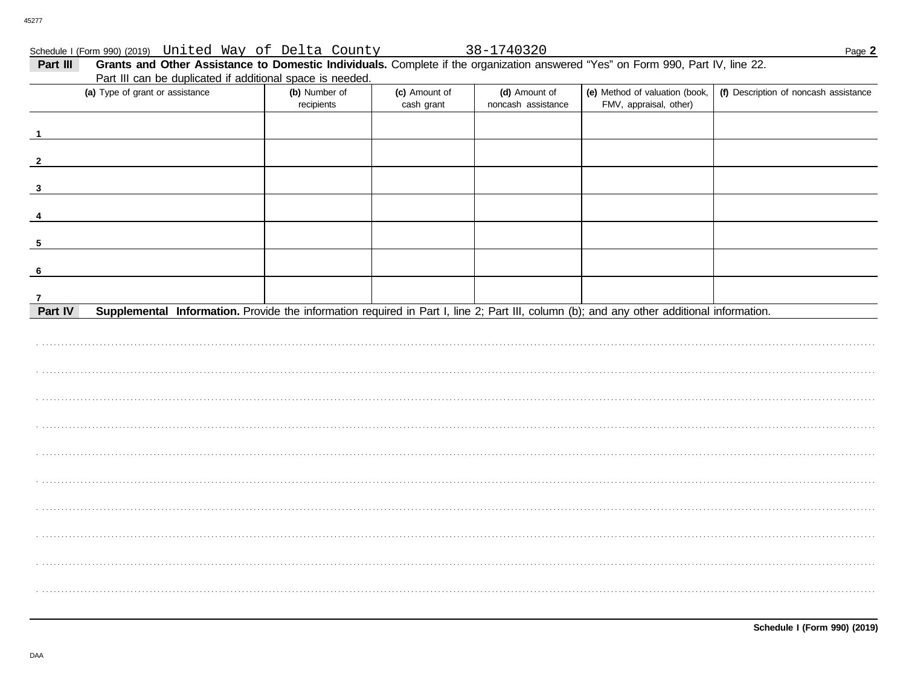Schedule I (Form 990) (2019) United Way of Delta County 38-1740320

**Part III** **Grants and Other Assistance to Domestic Individuals.** Complete if the organization answered "Yes" on Form 990, Part IV, line 22. Part III can be duplicated if additional space is needed.

| (a) Type of grant or assistance | (b) Number of recipients | (c) Amount of cash grant | (d) Amount of noncash assistance | (e) Method of valuation (book, FMV, appraisal, other) | (f) Description of noncash assistance |
|---|---|---|---|---|---|
| 1 | | | | | |
| 2 | | | | | |
| 3 | | | | | |
| 4 | | | | | |
| 5 | | | | | |
| 6 | | | | | |
| 7 | | | | | |

**Part IV** **Supplemental Information.** Provide the information required in Part I, line 2; Part III, column (b); and any other additional information.

**Schedule I (Form 990) (2019)**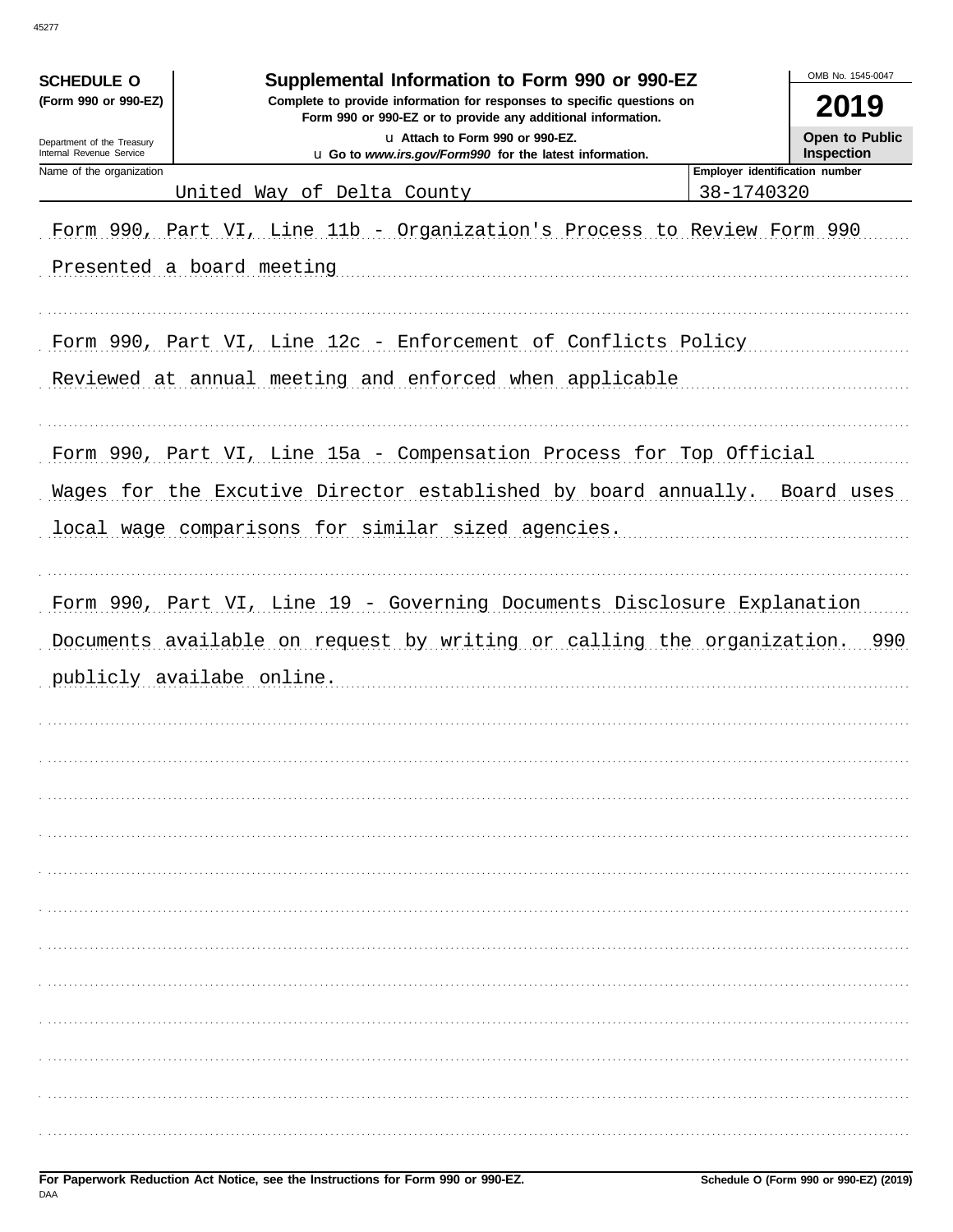**SCHEDULE O**
**(Form 990 or 990-EZ)**

Department of the Treasury
Internal Revenue Service

# Supplemental Information to Form 990 or 990-EZ

**Complete to provide information for responses to specific questions on Form 990 or 990-EZ or to provide any additional information.**

u **Attach to Form 990 or 990-EZ.**
u **Go to *www.irs.gov/Form990* for the latest information.**

OMB No. 1545-0047

**2019**

**Open to Public Inspection**

| Name of the organization | Employer identification number |
| --- | --- |
| United Way of Delta County | 38-1740320 |

Form 990, Part VI, Line 11b - Organization's Process to Review Form 990

Presented a board meeting

Form 990, Part VI, Line 12c - Enforcement of Conflicts Policy

Reviewed at annual meeting and enforced when applicable

Form 990, Part VI, Line 15a - Compensation Process for Top Official

Wages for the Excutive Director established by board annually. Board uses local wage comparisons for similar sized agencies.

Form 990, Part VI, Line 19 - Governing Documents Disclosure Explanation

Documents available on request by writing or calling the organization. 990 publicly availabe online.

**For Paperwork Reduction Act Notice, see the Instructions for Form 990 or 990-EZ.**

DAA

**Schedule O (Form 990 or 990-EZ) (2019)**